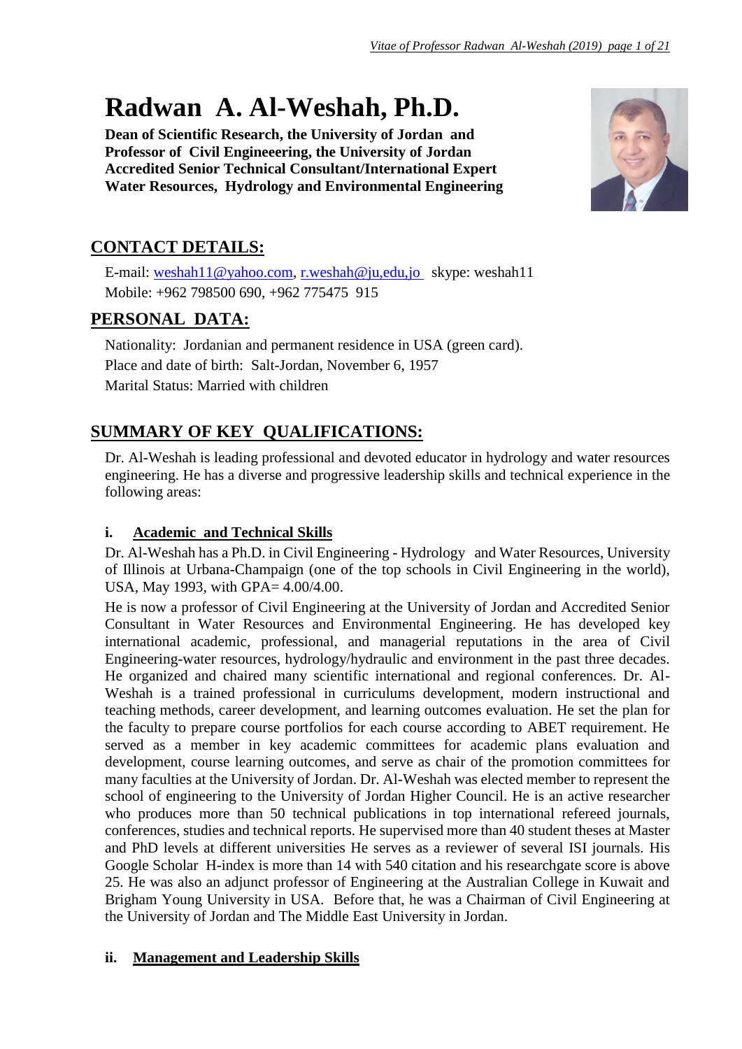# Radwan A. Al-Weshah, Ph.D.

**Dean of Scientific Research, the University of Jordan and**
**Professor of Civil Engineeering, the University of Jordan**
**Accredited Senior Technical Consultant/International Expert**
**Water Resources, Hydrology and Environmental Engineering**

## CONTACT DETAILS:

E-mail: weshah11@yahoo.com, r.weshah@ju,edu,jo skype: weshah11
Mobile: +962 798500 690, +962 775475 915

## PERSONAL DATA:

Nationality: Jordanian and permanent residence in USA (green card).
Place and date of birth: Salt-Jordan, November 6, 1957
Marital Status: Married with children

## SUMMARY OF KEY QUALIFICATIONS:

Dr. Al-Weshah is leading professional and devoted educator in hydrology and water resources engineering. He has a diverse and progressive leadership skills and technical experience in the following areas:

### i. Academic and Technical Skills

Dr. Al-Weshah has a Ph.D. in Civil Engineering - Hydrology and Water Resources, University of Illinois at Urbana-Champaign (one of the top schools in Civil Engineering in the world), USA, May 1993, with GPA= 4.00/4.00.

He is now a professor of Civil Engineering at the University of Jordan and Accredited Senior Consultant in Water Resources and Environmental Engineering. He has developed key international academic, professional, and managerial reputations in the area of Civil Engineering-water resources, hydrology/hydraulic and environment in the past three decades. He organized and chaired many scientific international and regional conferences. Dr. Al-Weshah is a trained professional in curriculums development, modern instructional and teaching methods, career development, and learning outcomes evaluation. He set the plan for the faculty to prepare course portfolios for each course according to ABET requirement. He served as a member in key academic committees for academic plans evaluation and development, course learning outcomes, and serve as chair of the promotion committees for many faculties at the University of Jordan. Dr. Al-Weshah was elected member to represent the school of engineering to the University of Jordan Higher Council. He is an active researcher who produces more than 50 technical publications in top international refereed journals, conferences, studies and technical reports. He supervised more than 40 student theses at Master and PhD levels at different universities He serves as a reviewer of several ISI journals. His Google Scholar H-index is more than 14 with 540 citation and his researchgate score is above 25. He was also an adjunct professor of Engineering at the Australian College in Kuwait and Brigham Young University in USA. Before that, he was a Chairman of Civil Engineering at the University of Jordan and The Middle East University in Jordan.

### ii. Management and Leadership Skills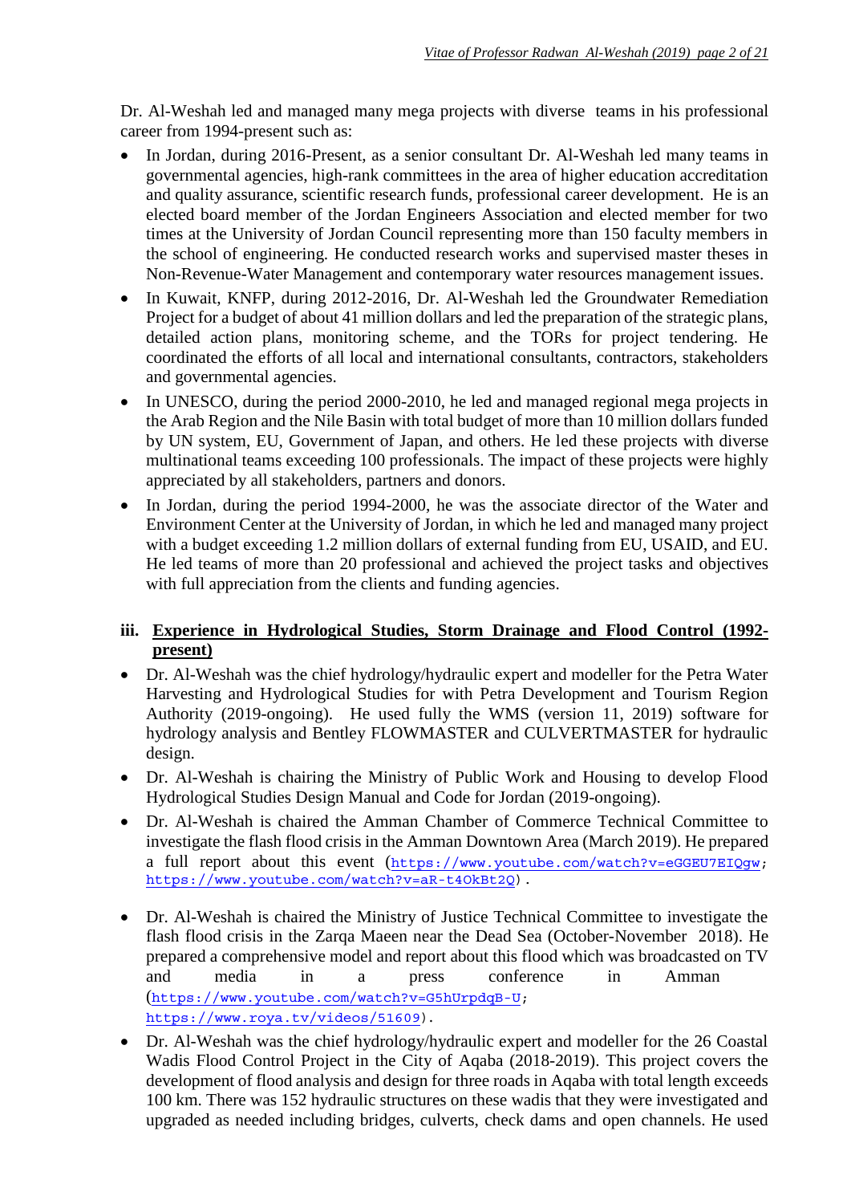Dr. Al-Weshah led and managed many mega projects with diverse teams in his professional career from 1994-present such as:

- In Jordan, during 2016-Present, as a senior consultant Dr. Al-Weshah led many teams in governmental agencies, high-rank committees in the area of higher education accreditation and quality assurance, scientific research funds, professional career development. He is an elected board member of the Jordan Engineers Association and elected member for two times at the University of Jordan Council representing more than 150 faculty members in the school of engineering. He conducted research works and supervised master theses in Non-Revenue-Water Management and contemporary water resources management issues.
- In Kuwait, KNFP, during 2012-2016, Dr. Al-Weshah led the Groundwater Remediation Project for a budget of about 41 million dollars and led the preparation of the strategic plans, detailed action plans, monitoring scheme, and the TORs for project tendering. He coordinated the efforts of all local and international consultants, contractors, stakeholders and governmental agencies.
- In UNESCO, during the period 2000-2010, he led and managed regional mega projects in the Arab Region and the Nile Basin with total budget of more than 10 million dollars funded by UN system, EU, Government of Japan, and others. He led these projects with diverse multinational teams exceeding 100 professionals. The impact of these projects were highly appreciated by all stakeholders, partners and donors.
- In Jordan, during the period 1994-2000, he was the associate director of the Water and Environment Center at the University of Jordan, in which he led and managed many project with a budget exceeding 1.2 million dollars of external funding from EU, USAID, and EU. He led teams of more than 20 professional and achieved the project tasks and objectives with full appreciation from the clients and funding agencies.

### iii. Experience in Hydrological Studies, Storm Drainage and Flood Control (1992-present)

- Dr. Al-Weshah was the chief hydrology/hydraulic expert and modeller for the Petra Water Harvesting and Hydrological Studies for with Petra Development and Tourism Region Authority (2019-ongoing). He used fully the WMS (version 11, 2019) software for hydrology analysis and Bentley FLOWMASTER and CULVERTMASTER for hydraulic design.
- Dr. Al-Weshah is chairing the Ministry of Public Work and Housing to develop Flood Hydrological Studies Design Manual and Code for Jordan (2019-ongoing).
- Dr. Al-Weshah is chaired the Amman Chamber of Commerce Technical Committee to investigate the flash flood crisis in the Amman Downtown Area (March 2019). He prepared a full report about this event (https://www.youtube.com/watch?v=eGGEU7EIQgw; https://www.youtube.com/watch?v=aR-t4OkBt2Q) .
- Dr. Al-Weshah is chaired the Ministry of Justice Technical Committee to investigate the flash flood crisis in the Zarqa Maeen near the Dead Sea (October-November 2018). He prepared a comprehensive model and report about this flood which was broadcasted on TV and media in a press conference in Amman (https://www.youtube.com/watch?v=G5hUrpdqB-U; https://www.roya.tv/videos/51609).
- Dr. Al-Weshah was the chief hydrology/hydraulic expert and modeller for the 26 Coastal Wadis Flood Control Project in the City of Aqaba (2018-2019). This project covers the development of flood analysis and design for three roads in Aqaba with total length exceeds 100 km. There was 152 hydraulic structures on these wadis that they were investigated and upgraded as needed including bridges, culverts, check dams and open channels. He used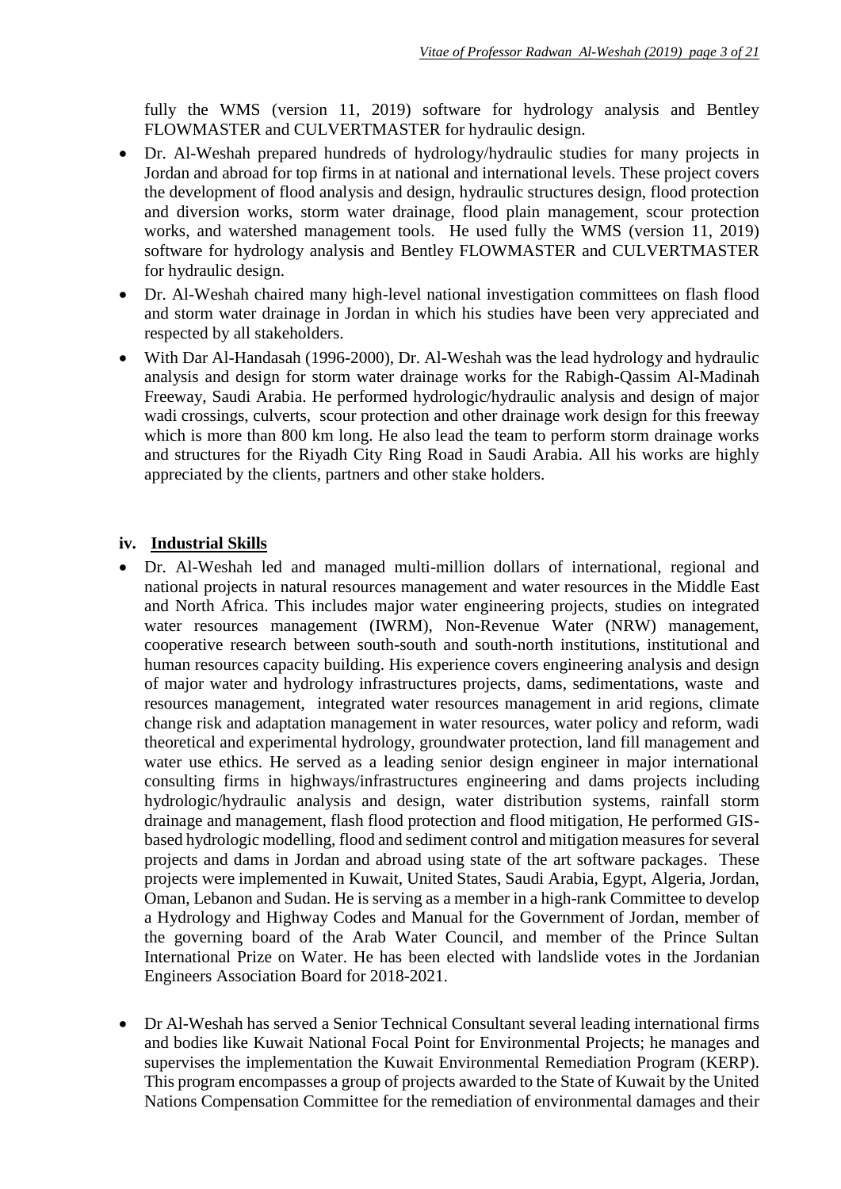fully the WMS (version 11, 2019) software for hydrology analysis and Bentley FLOWMASTER and CULVERTMASTER for hydraulic design.

- Dr. Al-Weshah prepared hundreds of hydrology/hydraulic studies for many projects in Jordan and abroad for top firms in at national and international levels. These project covers the development of flood analysis and design, hydraulic structures design, flood protection and diversion works, storm water drainage, flood plain management, scour protection works, and watershed management tools. He used fully the WMS (version 11, 2019) software for hydrology analysis and Bentley FLOWMASTER and CULVERTMASTER for hydraulic design.
- Dr. Al-Weshah chaired many high-level national investigation committees on flash flood and storm water drainage in Jordan in which his studies have been very appreciated and respected by all stakeholders.
- With Dar Al-Handasah (1996-2000), Dr. Al-Weshah was the lead hydrology and hydraulic analysis and design for storm water drainage works for the Rabigh-Qassim Al-Madinah Freeway, Saudi Arabia. He performed hydrologic/hydraulic analysis and design of major wadi crossings, culverts, scour protection and other drainage work design for this freeway which is more than 800 km long. He also lead the team to perform storm drainage works and structures for the Riyadh City Ring Road in Saudi Arabia. All his works are highly appreciated by the clients, partners and other stake holders.

### iv. **Industrial Skills**

- Dr. Al-Weshah led and managed multi-million dollars of international, regional and national projects in natural resources management and water resources in the Middle East and North Africa. This includes major water engineering projects, studies on integrated water resources management (IWRM), Non-Revenue Water (NRW) management, cooperative research between south-south and south-north institutions, institutional and human resources capacity building. His experience covers engineering analysis and design of major water and hydrology infrastructures projects, dams, sedimentations, waste and resources management, integrated water resources management in arid regions, climate change risk and adaptation management in water resources, water policy and reform, wadi theoretical and experimental hydrology, groundwater protection, land fill management and water use ethics. He served as a leading senior design engineer in major international consulting firms in highways/infrastructures engineering and dams projects including hydrologic/hydraulic analysis and design, water distribution systems, rainfall storm drainage and management, flash flood protection and flood mitigation, He performed GIS-based hydrologic modelling, flood and sediment control and mitigation measures for several projects and dams in Jordan and abroad using state of the art software packages. These projects were implemented in Kuwait, United States, Saudi Arabia, Egypt, Algeria, Jordan, Oman, Lebanon and Sudan. He is serving as a member in a high-rank Committee to develop a Hydrology and Highway Codes and Manual for the Government of Jordan, member of the governing board of the Arab Water Council, and member of the Prince Sultan International Prize on Water. He has been elected with landslide votes in the Jordanian Engineers Association Board for 2018-2021.

- Dr Al-Weshah has served a Senior Technical Consultant several leading international firms and bodies like Kuwait National Focal Point for Environmental Projects; he manages and supervises the implementation the Kuwait Environmental Remediation Program (KERP). This program encompasses a group of projects awarded to the State of Kuwait by the United Nations Compensation Committee for the remediation of environmental damages and their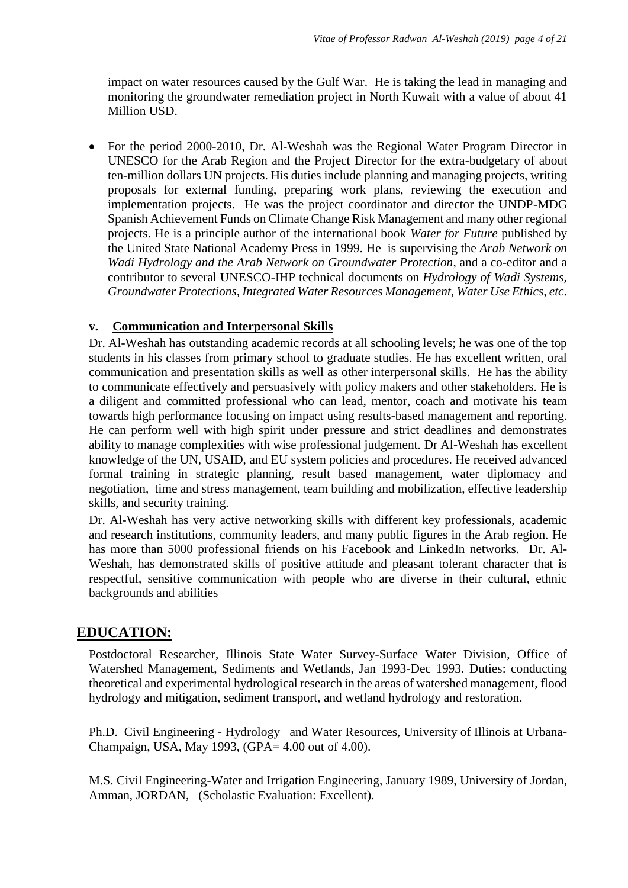impact on water resources caused by the Gulf War. He is taking the lead in managing and monitoring the groundwater remediation project in North Kuwait with a value of about 41 Million USD.

- For the period 2000-2010, Dr. Al-Weshah was the Regional Water Program Director in UNESCO for the Arab Region and the Project Director for the extra-budgetary of about ten-million dollars UN projects. His duties include planning and managing projects, writing proposals for external funding, preparing work plans, reviewing the execution and implementation projects. He was the project coordinator and director the UNDP-MDG Spanish Achievement Funds on Climate Change Risk Management and many other regional projects. He is a principle author of the international book *Water for Future* published by the United State National Academy Press in 1999. He is supervising the *Arab Network on Wadi Hydrology and the Arab Network on Groundwater Protection*, and a co-editor and a contributor to several UNESCO-IHP technical documents on *Hydrology of Wadi Systems, Groundwater Protections, Integrated Water Resources Management, Water Use Ethics, etc*.

### v. <u>Communication and Interpersonal Skills</u>

Dr. Al-Weshah has outstanding academic records at all schooling levels; he was one of the top students in his classes from primary school to graduate studies. He has excellent written, oral communication and presentation skills as well as other interpersonal skills. He has the ability to communicate effectively and persuasively with policy makers and other stakeholders. He is a diligent and committed professional who can lead, mentor, coach and motivate his team towards high performance focusing on impact using results-based management and reporting. He can perform well with high spirit under pressure and strict deadlines and demonstrates ability to manage complexities with wise professional judgement. Dr Al-Weshah has excellent knowledge of the UN, USAID, and EU system policies and procedures. He received advanced formal training in strategic planning, result based management, water diplomacy and negotiation, time and stress management, team building and mobilization, effective leadership skills, and security training.

Dr. Al-Weshah has very active networking skills with different key professionals, academic and research institutions, community leaders, and many public figures in the Arab region. He has more than 5000 professional friends on his Facebook and LinkedIn networks. Dr. Al-Weshah, has demonstrated skills of positive attitude and pleasant tolerant character that is respectful, sensitive communication with people who are diverse in their cultural, ethnic backgrounds and abilities

## <u>EDUCATION:</u>

Postdoctoral Researcher, Illinois State Water Survey-Surface Water Division, Office of Watershed Management, Sediments and Wetlands, Jan 1993-Dec 1993. Duties: conducting theoretical and experimental hydrological research in the areas of watershed management, flood hydrology and mitigation, sediment transport, and wetland hydrology and restoration.

Ph.D. Civil Engineering - Hydrology and Water Resources, University of Illinois at Urbana-Champaign, USA, May 1993, (GPA= 4.00 out of 4.00).

M.S. Civil Engineering-Water and Irrigation Engineering, January 1989, University of Jordan, Amman, JORDAN, (Scholastic Evaluation: Excellent).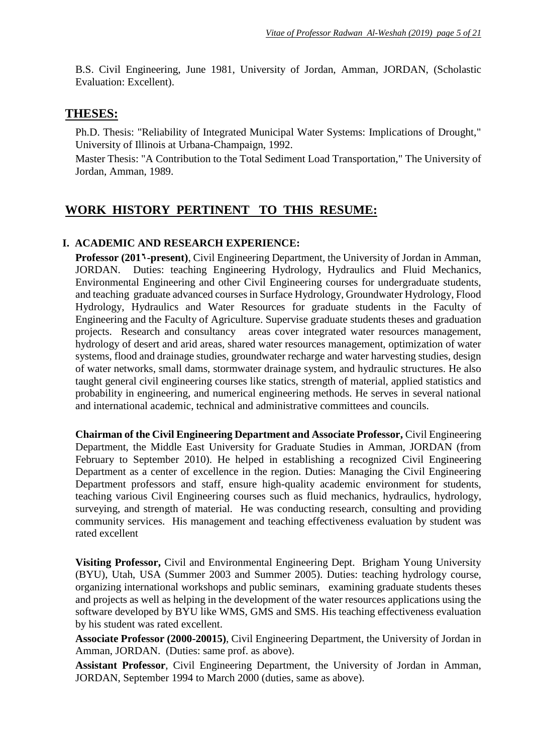B.S. Civil Engineering, June 1981, University of Jordan, Amman, JORDAN, (Scholastic Evaluation: Excellent).

## THESES:

Ph.D. Thesis: "Reliability of Integrated Municipal Water Systems: Implications of Drought," University of Illinois at Urbana-Champaign, 1992.

Master Thesis: "A Contribution to the Total Sediment Load Transportation," The University of Jordan, Amman, 1989.

## WORK HISTORY PERTINENT TO THIS RESUME:

### I. ACADEMIC AND RESEARCH EXPERIENCE:

**Professor (201٦-present)**, Civil Engineering Department, the University of Jordan in Amman, JORDAN. Duties: teaching Engineering Hydrology, Hydraulics and Fluid Mechanics, Environmental Engineering and other Civil Engineering courses for undergraduate students, and teaching graduate advanced courses in Surface Hydrology, Groundwater Hydrology, Flood Hydrology, Hydraulics and Water Resources for graduate students in the Faculty of Engineering and the Faculty of Agriculture. Supervise graduate students theses and graduation projects. Research and consultancy areas cover integrated water resources management, hydrology of desert and arid areas, shared water resources management, optimization of water systems, flood and drainage studies, groundwater recharge and water harvesting studies, design of water networks, small dams, stormwater drainage system, and hydraulic structures. He also taught general civil engineering courses like statics, strength of material, applied statistics and probability in engineering, and numerical engineering methods. He serves in several national and international academic, technical and administrative committees and councils.

**Chairman of the Civil Engineering Department and Associate Professor,** Civil Engineering Department, the Middle East University for Graduate Studies in Amman, JORDAN (from February to September 2010). He helped in establishing a recognized Civil Engineering Department as a center of excellence in the region. Duties: Managing the Civil Engineering Department professors and staff, ensure high-quality academic environment for students, teaching various Civil Engineering courses such as fluid mechanics, hydraulics, hydrology, surveying, and strength of material. He was conducting research, consulting and providing community services. His management and teaching effectiveness evaluation by student was rated excellent

**Visiting Professor,** Civil and Environmental Engineering Dept. Brigham Young University (BYU), Utah, USA (Summer 2003 and Summer 2005). Duties: teaching hydrology course, organizing international workshops and public seminars, examining graduate students theses and projects as well as helping in the development of the water resources applications using the software developed by BYU like WMS, GMS and SMS. His teaching effectiveness evaluation by his student was rated excellent.

**Associate Professor (2000-20015)**, Civil Engineering Department, the University of Jordan in Amman, JORDAN. (Duties: same prof. as above).

**Assistant Professor**, Civil Engineering Department, the University of Jordan in Amman, JORDAN, September 1994 to March 2000 (duties, same as above).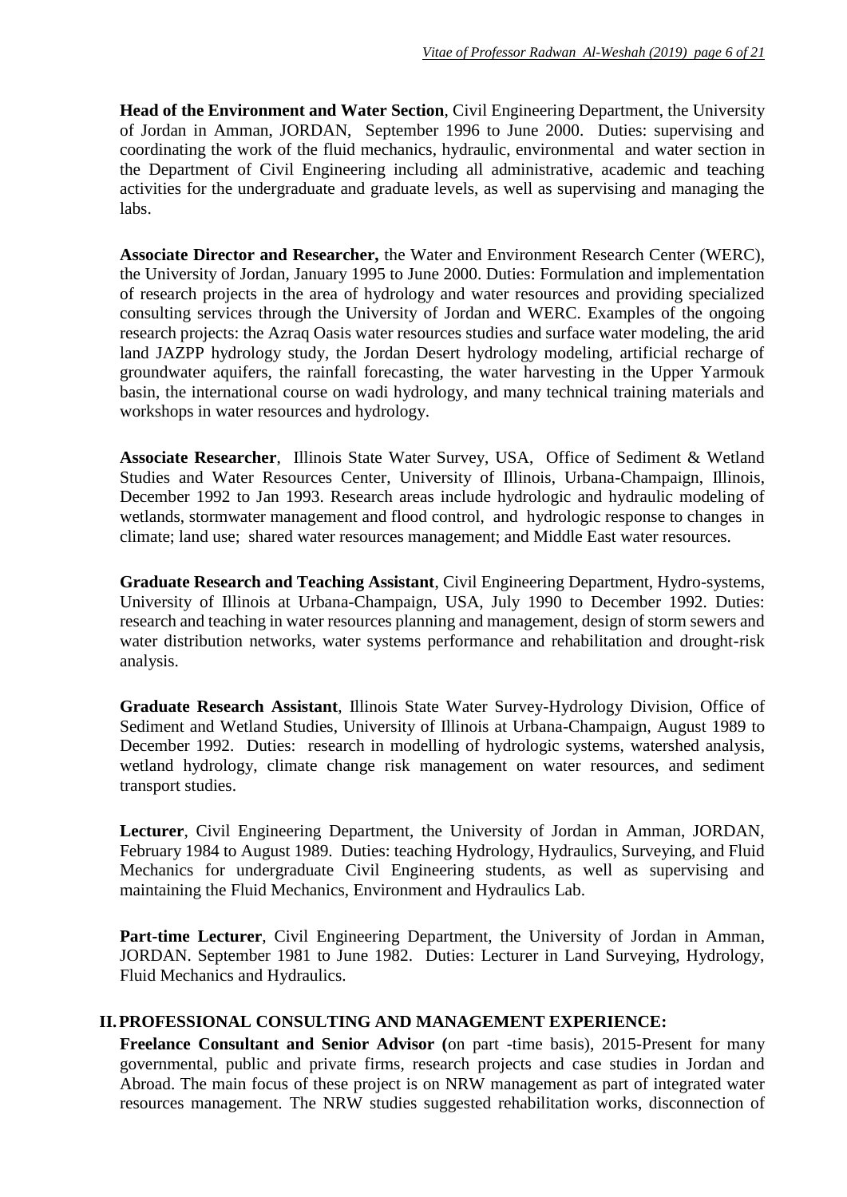**Head of the Environment and Water Section**, Civil Engineering Department, the University of Jordan in Amman, JORDAN, September 1996 to June 2000. Duties: supervising and coordinating the work of the fluid mechanics, hydraulic, environmental and water section in the Department of Civil Engineering including all administrative, academic and teaching activities for the undergraduate and graduate levels, as well as supervising and managing the labs.

**Associate Director and Researcher,** the Water and Environment Research Center (WERC), the University of Jordan, January 1995 to June 2000. Duties: Formulation and implementation of research projects in the area of hydrology and water resources and providing specialized consulting services through the University of Jordan and WERC. Examples of the ongoing research projects: the Azraq Oasis water resources studies and surface water modeling, the arid land JAZPP hydrology study, the Jordan Desert hydrology modeling, artificial recharge of groundwater aquifers, the rainfall forecasting, the water harvesting in the Upper Yarmouk basin, the international course on wadi hydrology, and many technical training materials and workshops in water resources and hydrology.

**Associate Researcher**, Illinois State Water Survey, USA, Office of Sediment & Wetland Studies and Water Resources Center, University of Illinois, Urbana-Champaign, Illinois, December 1992 to Jan 1993. Research areas include hydrologic and hydraulic modeling of wetlands, stormwater management and flood control, and hydrologic response to changes in climate; land use; shared water resources management; and Middle East water resources.

**Graduate Research and Teaching Assistant**, Civil Engineering Department, Hydro-systems, University of Illinois at Urbana-Champaign, USA, July 1990 to December 1992. Duties: research and teaching in water resources planning and management, design of storm sewers and water distribution networks, water systems performance and rehabilitation and drought-risk analysis.

**Graduate Research Assistant**, Illinois State Water Survey-Hydrology Division, Office of Sediment and Wetland Studies, University of Illinois at Urbana-Champaign, August 1989 to December 1992. Duties: research in modelling of hydrologic systems, watershed analysis, wetland hydrology, climate change risk management on water resources, and sediment transport studies.

**Lecturer**, Civil Engineering Department, the University of Jordan in Amman, JORDAN, February 1984 to August 1989. Duties: teaching Hydrology, Hydraulics, Surveying, and Fluid Mechanics for undergraduate Civil Engineering students, as well as supervising and maintaining the Fluid Mechanics, Environment and Hydraulics Lab.

**Part-time Lecturer**, Civil Engineering Department, the University of Jordan in Amman, JORDAN. September 1981 to June 1982. Duties: Lecturer in Land Surveying, Hydrology, Fluid Mechanics and Hydraulics.

## II. PROFESSIONAL CONSULTING AND MANAGEMENT EXPERIENCE:

**Freelance Consultant and Senior Advisor (**on part -time basis), 2015-Present for many governmental, public and private firms, research projects and case studies in Jordan and Abroad. The main focus of these project is on NRW management as part of integrated water resources management. The NRW studies suggested rehabilitation works, disconnection of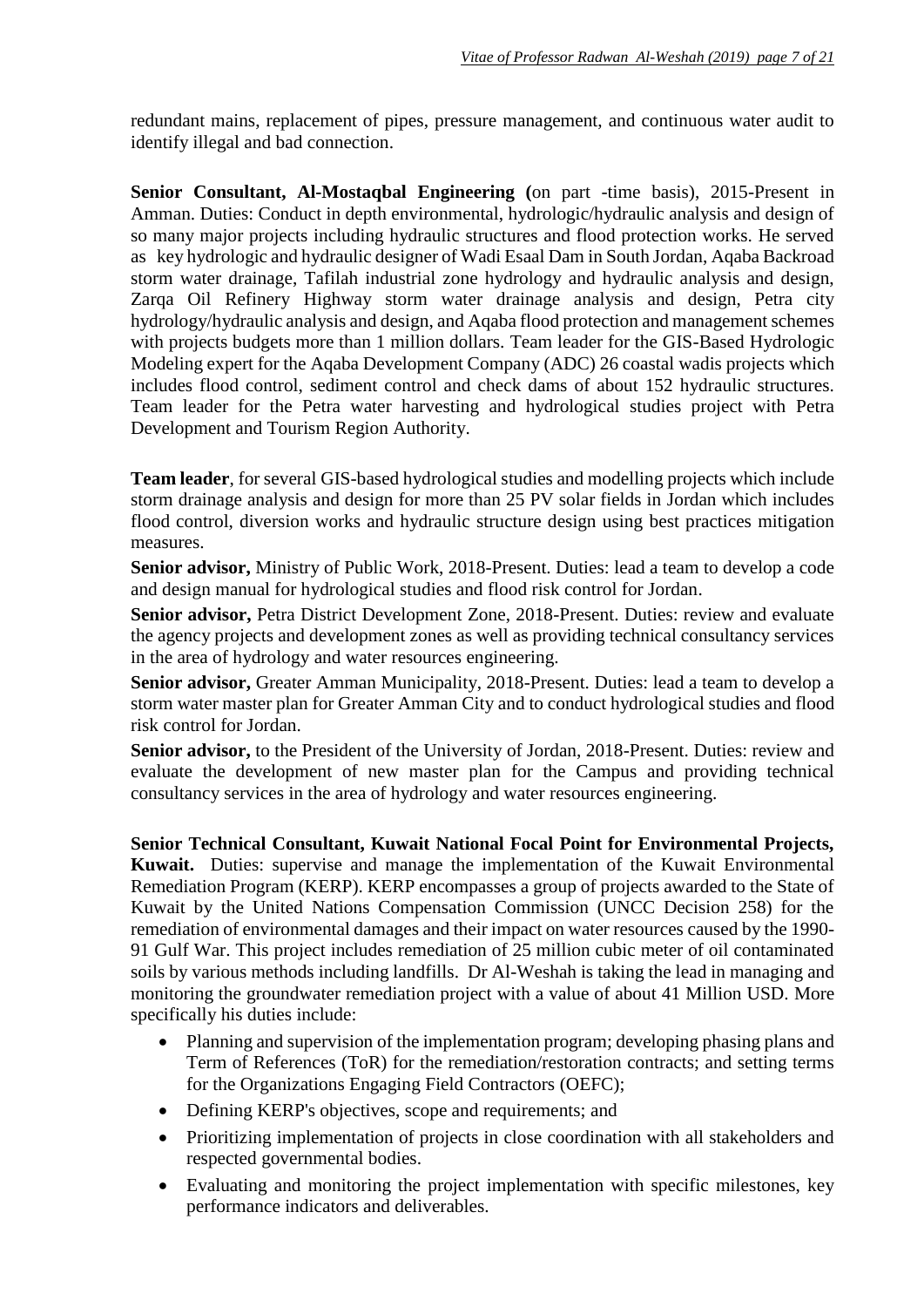redundant mains, replacement of pipes, pressure management, and continuous water audit to identify illegal and bad connection.

**Senior Consultant, Al-Mostaqbal Engineering (**on part -time basis), 2015-Present in Amman. Duties: Conduct in depth environmental, hydrologic/hydraulic analysis and design of so many major projects including hydraulic structures and flood protection works. He served as key hydrologic and hydraulic designer of Wadi Esaal Dam in South Jordan, Aqaba Backroad storm water drainage, Tafilah industrial zone hydrology and hydraulic analysis and design, Zarqa Oil Refinery Highway storm water drainage analysis and design, Petra city hydrology/hydraulic analysis and design, and Aqaba flood protection and management schemes with projects budgets more than 1 million dollars. Team leader for the GIS-Based Hydrologic Modeling expert for the Aqaba Development Company (ADC) 26 coastal wadis projects which includes flood control, sediment control and check dams of about 152 hydraulic structures. Team leader for the Petra water harvesting and hydrological studies project with Petra Development and Tourism Region Authority.

**Team leader**, for several GIS-based hydrological studies and modelling projects which include storm drainage analysis and design for more than 25 PV solar fields in Jordan which includes flood control, diversion works and hydraulic structure design using best practices mitigation measures.

**Senior advisor,** Ministry of Public Work, 2018-Present. Duties: lead a team to develop a code and design manual for hydrological studies and flood risk control for Jordan.

**Senior advisor,** Petra District Development Zone, 2018-Present. Duties: review and evaluate the agency projects and development zones as well as providing technical consultancy services in the area of hydrology and water resources engineering.

**Senior advisor,** Greater Amman Municipality, 2018-Present. Duties: lead a team to develop a storm water master plan for Greater Amman City and to conduct hydrological studies and flood risk control for Jordan.

**Senior advisor,** to the President of the University of Jordan, 2018-Present. Duties: review and evaluate the development of new master plan for the Campus and providing technical consultancy services in the area of hydrology and water resources engineering.

**Senior Technical Consultant, Kuwait National Focal Point for Environmental Projects, Kuwait.** Duties: supervise and manage the implementation of the Kuwait Environmental Remediation Program (KERP). KERP encompasses a group of projects awarded to the State of Kuwait by the United Nations Compensation Commission (UNCC Decision 258) for the remediation of environmental damages and their impact on water resources caused by the 1990-91 Gulf War. This project includes remediation of 25 million cubic meter of oil contaminated soils by various methods including landfills. Dr Al-Weshah is taking the lead in managing and monitoring the groundwater remediation project with a value of about 41 Million USD. More specifically his duties include:

- Planning and supervision of the implementation program; developing phasing plans and Term of References (ToR) for the remediation/restoration contracts; and setting terms for the Organizations Engaging Field Contractors (OEFC);
- Defining KERP's objectives, scope and requirements; and
- Prioritizing implementation of projects in close coordination with all stakeholders and respected governmental bodies.
- Evaluating and monitoring the project implementation with specific milestones, key performance indicators and deliverables.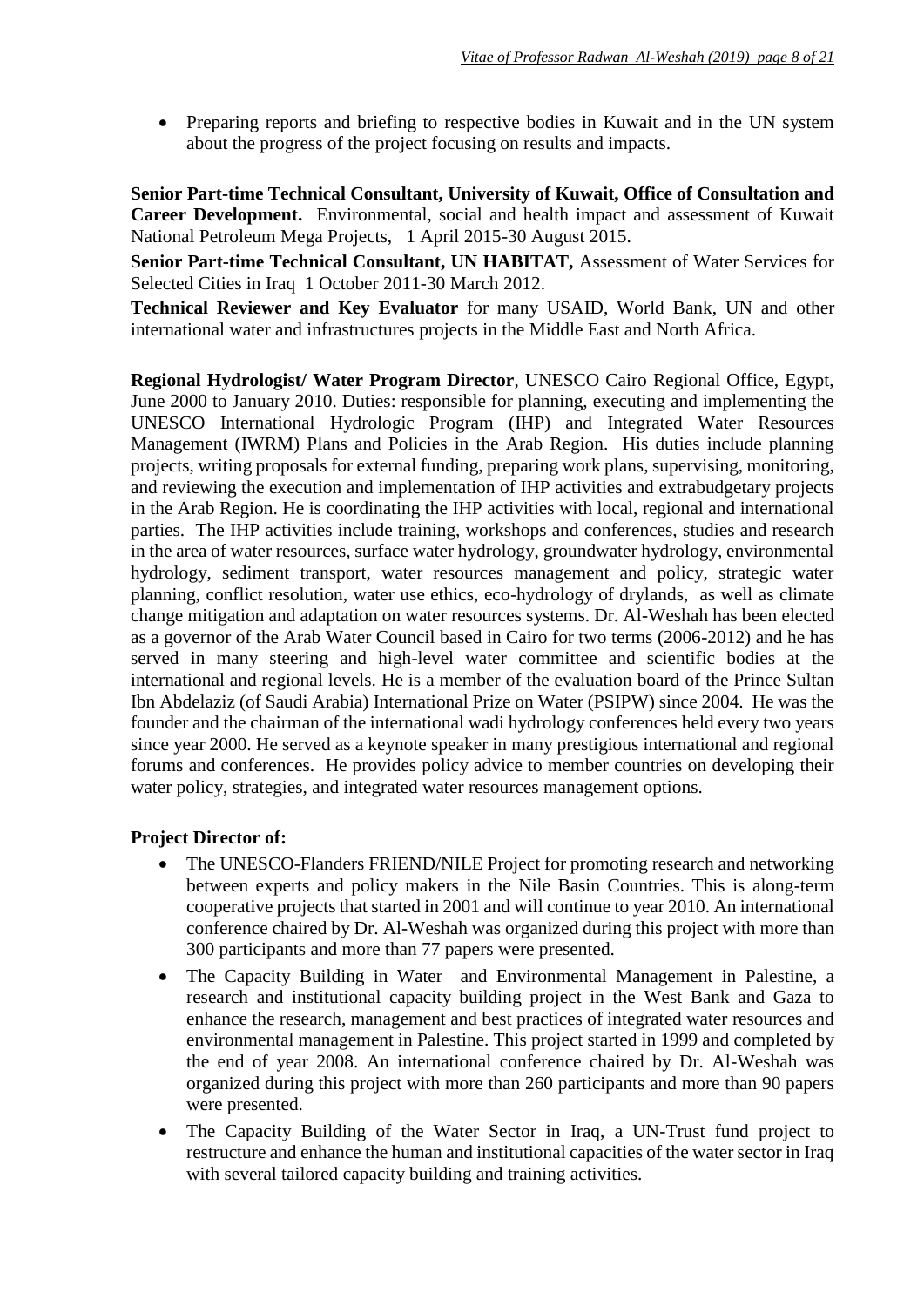- Preparing reports and briefing to respective bodies in Kuwait and in the UN system about the progress of the project focusing on results and impacts.

**Senior Part-time Technical Consultant, University of Kuwait, Office of Consultation and Career Development.** Environmental, social and health impact and assessment of Kuwait National Petroleum Mega Projects, 1 April 2015-30 August 2015.

**Senior Part-time Technical Consultant, UN HABITAT,** Assessment of Water Services for Selected Cities in Iraq 1 October 2011-30 March 2012.

**Technical Reviewer and Key Evaluator** for many USAID, World Bank, UN and other international water and infrastructures projects in the Middle East and North Africa.

**Regional Hydrologist/ Water Program Director**, UNESCO Cairo Regional Office, Egypt, June 2000 to January 2010. Duties: responsible for planning, executing and implementing the UNESCO International Hydrologic Program (IHP) and Integrated Water Resources Management (IWRM) Plans and Policies in the Arab Region. His duties include planning projects, writing proposals for external funding, preparing work plans, supervising, monitoring, and reviewing the execution and implementation of IHP activities and extrabudgetary projects in the Arab Region. He is coordinating the IHP activities with local, regional and international parties. The IHP activities include training, workshops and conferences, studies and research in the area of water resources, surface water hydrology, groundwater hydrology, environmental hydrology, sediment transport, water resources management and policy, strategic water planning, conflict resolution, water use ethics, eco-hydrology of drylands, as well as climate change mitigation and adaptation on water resources systems. Dr. Al-Weshah has been elected as a governor of the Arab Water Council based in Cairo for two terms (2006-2012) and he has served in many steering and high-level water committee and scientific bodies at the international and regional levels. He is a member of the evaluation board of the Prince Sultan Ibn Abdelaziz (of Saudi Arabia) International Prize on Water (PSIPW) since 2004. He was the founder and the chairman of the international wadi hydrology conferences held every two years since year 2000. He served as a keynote speaker in many prestigious international and regional forums and conferences. He provides policy advice to member countries on developing their water policy, strategies, and integrated water resources management options.

**Project Director of:**

- The UNESCO-Flanders FRIEND/NILE Project for promoting research and networking between experts and policy makers in the Nile Basin Countries. This is along-term cooperative projects that started in 2001 and will continue to year 2010. An international conference chaired by Dr. Al-Weshah was organized during this project with more than 300 participants and more than 77 papers were presented.
- The Capacity Building in Water and Environmental Management in Palestine, a research and institutional capacity building project in the West Bank and Gaza to enhance the research, management and best practices of integrated water resources and environmental management in Palestine. This project started in 1999 and completed by the end of year 2008. An international conference chaired by Dr. Al-Weshah was organized during this project with more than 260 participants and more than 90 papers were presented.
- The Capacity Building of the Water Sector in Iraq, a UN-Trust fund project to restructure and enhance the human and institutional capacities of the water sector in Iraq with several tailored capacity building and training activities.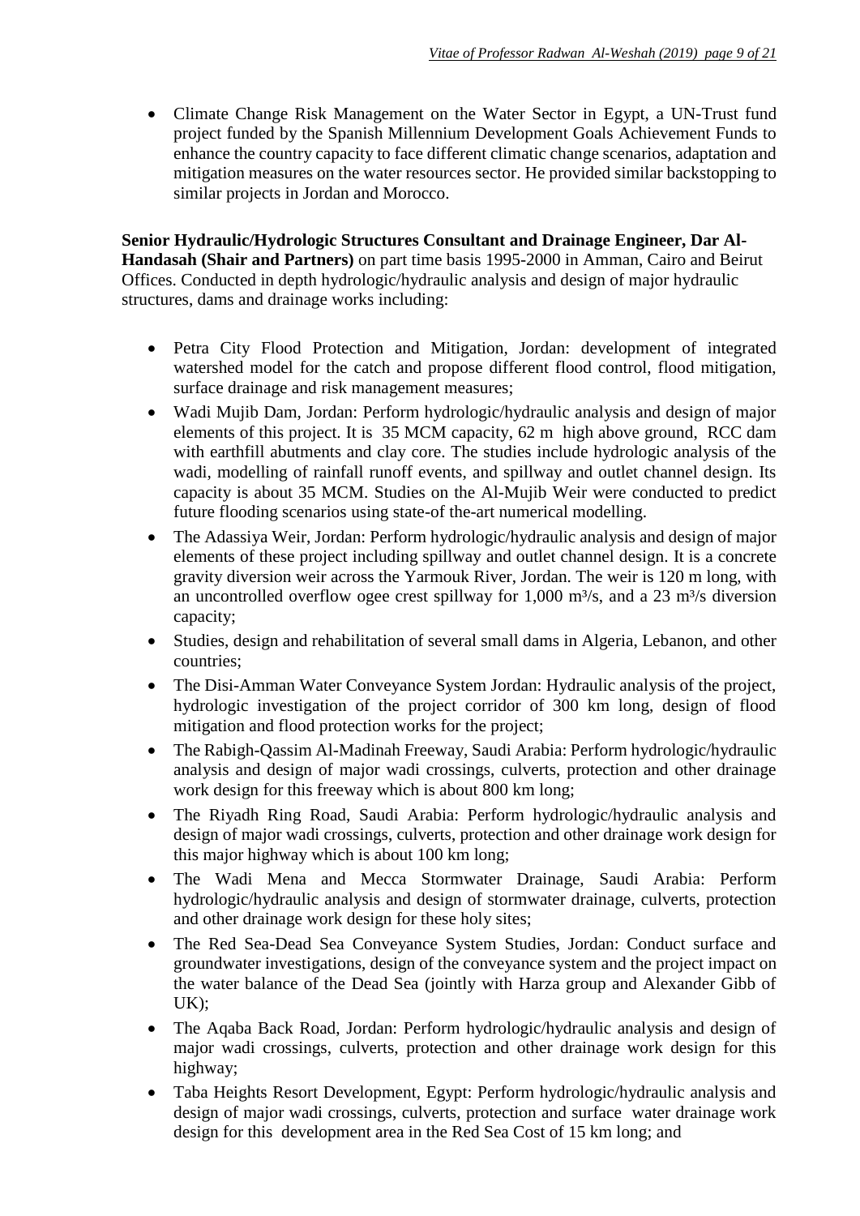- Climate Change Risk Management on the Water Sector in Egypt, a UN-Trust fund project funded by the Spanish Millennium Development Goals Achievement Funds to enhance the country capacity to face different climatic change scenarios, adaptation and mitigation measures on the water resources sector. He provided similar backstopping to similar projects in Jordan and Morocco.

**Senior Hydraulic/Hydrologic Structures Consultant and Drainage Engineer, Dar Al-Handasah (Shair and Partners)** on part time basis 1995-2000 in Amman, Cairo and Beirut Offices. Conducted in depth hydrologic/hydraulic analysis and design of major hydraulic structures, dams and drainage works including:

- Petra City Flood Protection and Mitigation, Jordan: development of integrated watershed model for the catch and propose different flood control, flood mitigation, surface drainage and risk management measures;
- Wadi Mujib Dam, Jordan: Perform hydrologic/hydraulic analysis and design of major elements of this project. It is 35 MCM capacity, 62 m high above ground, RCC dam with earthfill abutments and clay core. The studies include hydrologic analysis of the wadi, modelling of rainfall runoff events, and spillway and outlet channel design. Its capacity is about 35 MCM. Studies on the Al-Mujib Weir were conducted to predict future flooding scenarios using state-of the-art numerical modelling.
- The Adassiya Weir, Jordan: Perform hydrologic/hydraulic analysis and design of major elements of these project including spillway and outlet channel design. It is a concrete gravity diversion weir across the Yarmouk River, Jordan. The weir is 120 m long, with an uncontrolled overflow ogee crest spillway for 1,000 $m^3/s$, and a 23 $m^3/s$ diversion capacity;
- Studies, design and rehabilitation of several small dams in Algeria, Lebanon, and other countries;
- The Disi-Amman Water Conveyance System Jordan: Hydraulic analysis of the project, hydrologic investigation of the project corridor of 300 km long, design of flood mitigation and flood protection works for the project;
- The Rabigh-Qassim Al-Madinah Freeway, Saudi Arabia: Perform hydrologic/hydraulic analysis and design of major wadi crossings, culverts, protection and other drainage work design for this freeway which is about 800 km long;
- The Riyadh Ring Road, Saudi Arabia: Perform hydrologic/hydraulic analysis and design of major wadi crossings, culverts, protection and other drainage work design for this major highway which is about 100 km long;
- The Wadi Mena and Mecca Stormwater Drainage, Saudi Arabia: Perform hydrologic/hydraulic analysis and design of stormwater drainage, culverts, protection and other drainage work design for these holy sites;
- The Red Sea-Dead Sea Conveyance System Studies, Jordan: Conduct surface and groundwater investigations, design of the conveyance system and the project impact on the water balance of the Dead Sea (jointly with Harza group and Alexander Gibb of UK);
- The Aqaba Back Road, Jordan: Perform hydrologic/hydraulic analysis and design of major wadi crossings, culverts, protection and other drainage work design for this highway;
- Taba Heights Resort Development, Egypt: Perform hydrologic/hydraulic analysis and design of major wadi crossings, culverts, protection and surface water drainage work design for this development area in the Red Sea Cost of 15 km long; and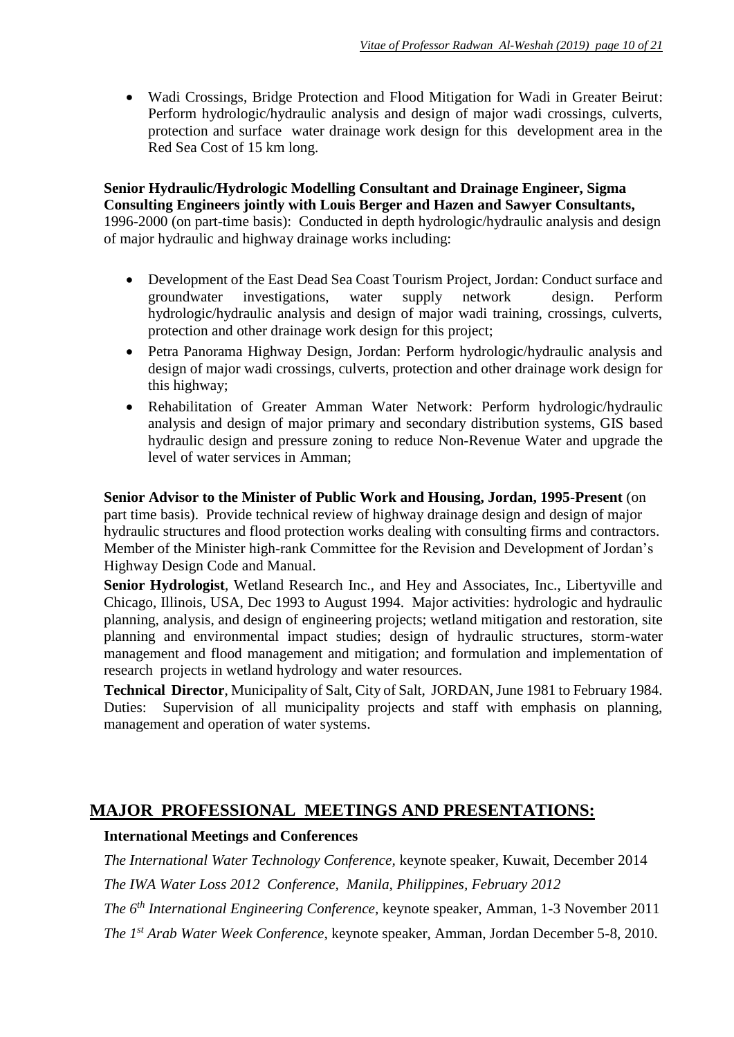- Wadi Crossings, Bridge Protection and Flood Mitigation for Wadi in Greater Beirut: Perform hydrologic/hydraulic analysis and design of major wadi crossings, culverts, protection and surface water drainage work design for this development area in the Red Sea Cost of 15 km long.

**Senior Hydraulic/Hydrologic Modelling Consultant and Drainage Engineer, Sigma Consulting Engineers jointly with Louis Berger and Hazen and Sawyer Consultants,** 1996-2000 (on part-time basis): Conducted in depth hydrologic/hydraulic analysis and design of major hydraulic and highway drainage works including:

- Development of the East Dead Sea Coast Tourism Project, Jordan: Conduct surface and groundwater investigations, water supply network design. Perform hydrologic/hydraulic analysis and design of major wadi training, crossings, culverts, protection and other drainage work design for this project;
- Petra Panorama Highway Design, Jordan: Perform hydrologic/hydraulic analysis and design of major wadi crossings, culverts, protection and other drainage work design for this highway;
- Rehabilitation of Greater Amman Water Network: Perform hydrologic/hydraulic analysis and design of major primary and secondary distribution systems, GIS based hydraulic design and pressure zoning to reduce Non-Revenue Water and upgrade the level of water services in Amman;

**Senior Advisor to the Minister of Public Work and Housing, Jordan, 1995-Present** (on part time basis). Provide technical review of highway drainage design and design of major hydraulic structures and flood protection works dealing with consulting firms and contractors. Member of the Minister high-rank Committee for the Revision and Development of Jordan's Highway Design Code and Manual.

**Senior Hydrologist**, Wetland Research Inc., and Hey and Associates, Inc., Libertyville and Chicago, Illinois, USA, Dec 1993 to August 1994. Major activities: hydrologic and hydraulic planning, analysis, and design of engineering projects; wetland mitigation and restoration, site planning and environmental impact studies; design of hydraulic structures, storm-water management and flood management and mitigation; and formulation and implementation of research projects in wetland hydrology and water resources.

**Technical Director**, Municipality of Salt, City of Salt, JORDAN, June 1981 to February 1984. Duties: Supervision of all municipality projects and staff with emphasis on planning, management and operation of water systems.

## MAJOR PROFESSIONAL MEETINGS AND PRESENTATIONS:

**International Meetings and Conferences**

*The International Water Technology Conference,* keynote speaker, Kuwait, December 2014

*The IWA Water Loss 2012 Conference, Manila, Philippines, February 2012*

*The 6th International Engineering Conference,* keynote speaker, Amman, 1-3 November 2011

*The 1st Arab Water Week Conference*, keynote speaker, Amman, Jordan December 5-8, 2010.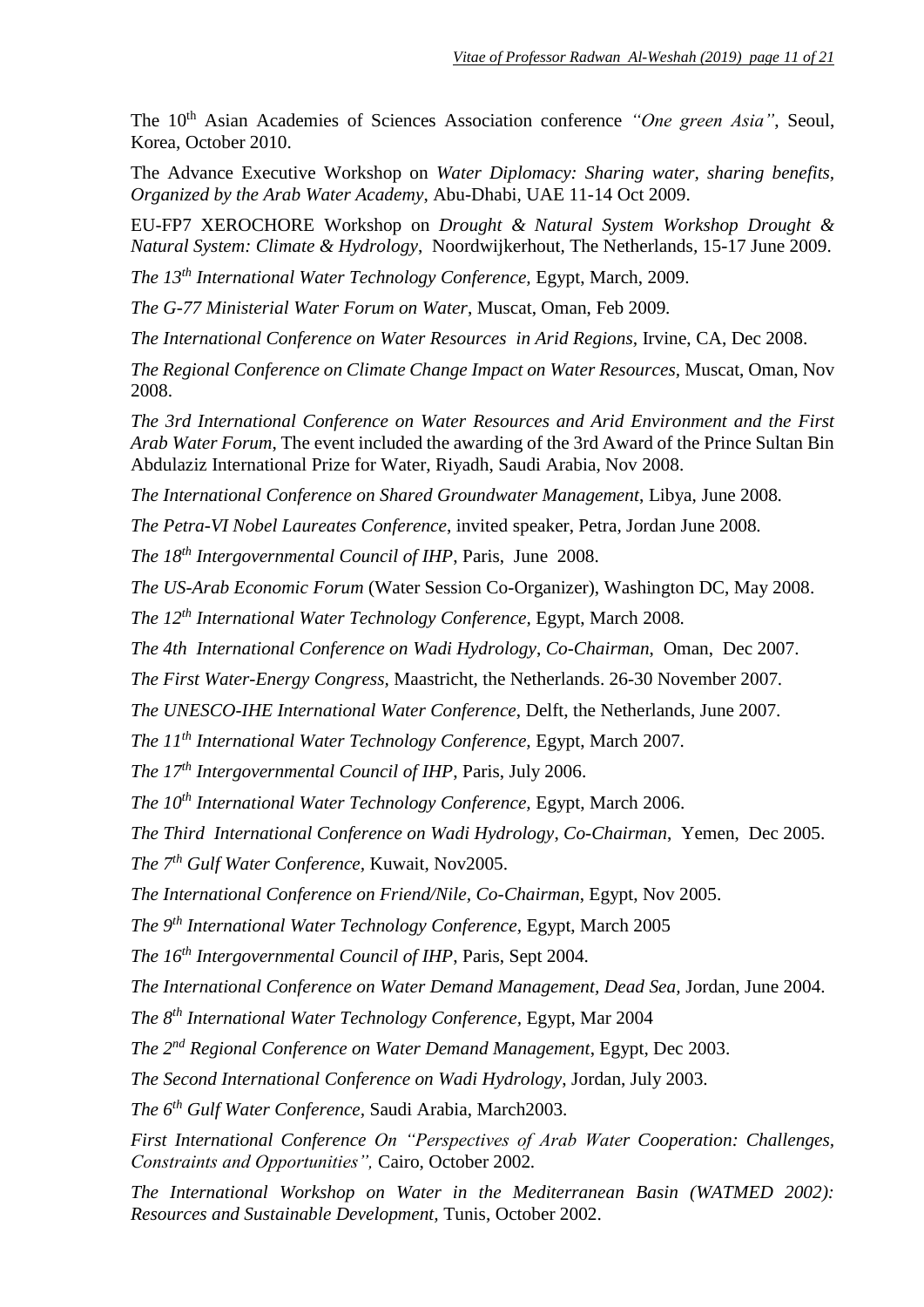The 10th Asian Academies of Sciences Association conference *"One green Asia"*, Seoul, Korea, October 2010.

The Advance Executive Workshop on *Water Diplomacy: Sharing water, sharing benefits, Organized by the Arab Water Academy*, Abu-Dhabi, UAE 11-14 Oct 2009.

EU-FP7 XEROCHORE Workshop on *Drought & Natural System Workshop Drought & Natural System: Climate & Hydrology*, Noordwijkerhout, The Netherlands, 15-17 June 2009.

*The 13th International Water Technology Conference,* Egypt, March, 2009.

*The G-77 Ministerial Water Forum on Water*, Muscat, Oman, Feb 2009.

*The International Conference on Water Resources in Arid Regions,* Irvine, CA, Dec 2008.

*The Regional Conference on Climate Change Impact on Water Resources,* Muscat, Oman, Nov 2008.

*The 3rd International Conference on Water Resources and Arid Environment and the First Arab Water Forum*, The event included the awarding of the 3rd Award of the Prince Sultan Bin Abdulaziz International Prize for Water, Riyadh, Saudi Arabia, Nov 2008.

*The International Conference on Shared Groundwater Management*, Libya, June 2008.

*The Petra-VI Nobel Laureates Conference*, invited speaker, Petra, Jordan June 2008.

*The 18th Intergovernmental Council of IHP*, Paris, June 2008.

*The US-Arab Economic Forum* (Water Session Co-Organizer), Washington DC, May 2008.

*The 12th International Water Technology Conference,* Egypt, March 2008.

*The 4th International Conference on Wadi Hydrology*, *Co-Chairman*, Oman, Dec 2007.

*The First Water-Energy Congress,* Maastricht, the Netherlands. 26-30 November 2007.

*The UNESCO-IHE International Water Conference*, Delft, the Netherlands, June 2007.

*The 11th International Water Technology Conference,* Egypt, March 2007.

*The 17th Intergovernmental Council of IHP*, Paris, July 2006.

*The 10th International Water Technology Conference,* Egypt, March 2006.

*The Third International Conference on Wadi Hydrology*, *Co-Chairman*, Yemen, Dec 2005.

*The 7th Gulf Water Conference,* Kuwait, Nov2005.

*The International Conference on Friend/Nile, Co-Chairman*, Egypt, Nov 2005.

*The 9th International Water Technology Conference,* Egypt, March 2005

*The 16th Intergovernmental Council of IHP*, Paris, Sept 2004.

*The International Conference on Water Demand Management, Dead Sea,* Jordan, June 2004.

*The 8th International Water Technology Conference*, Egypt, Mar 2004

*The 2nd Regional Conference on Water Demand Management*, Egypt, Dec 2003.

*The Second International Conference on Wadi Hydrology*, Jordan, July 2003.

*The 6th Gulf Water Conference,* Saudi Arabia, March2003.

*First International Conference On "Perspectives of Arab Water Cooperation: Challenges, Constraints and Opportunities",* Cairo, October 2002.

*The International Workshop on Water in the Mediterranean Basin (WATMED 2002): Resources and Sustainable Development*, Tunis, October 2002.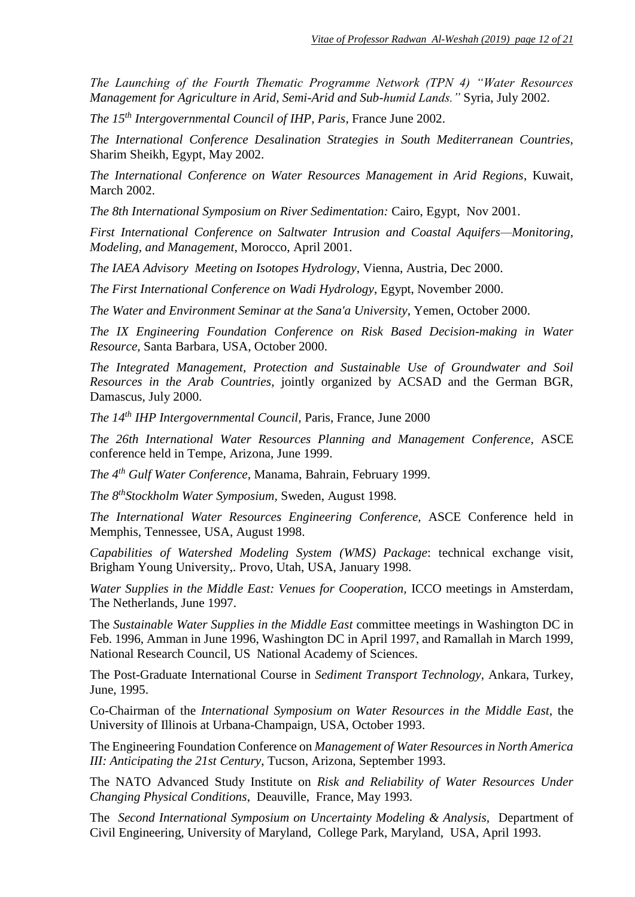*The Launching of the Fourth Thematic Programme Network (TPN 4) "Water Resources Management for Agriculture in Arid, Semi-Arid and Sub-humid Lands."* Syria, July 2002.

*The 15th Intergovernmental Council of IHP, Paris*, France June 2002.

*The International Conference Desalination Strategies in South Mediterranean Countries*, Sharim Sheikh, Egypt, May 2002.

*The International Conference on Water Resources Management in Arid Regions*, Kuwait, March 2002.

*The 8th International Symposium on River Sedimentation:* Cairo, Egypt, Nov 2001.

*First International Conference on Saltwater Intrusion and Coastal Aquifers—Monitoring, Modeling, and Management*, Morocco, April 2001.

*The IAEA Advisory Meeting on Isotopes Hydrology*, Vienna, Austria, Dec 2000.

*The First International Conference on Wadi Hydrology*, Egypt, November 2000.

*The Water and Environment Seminar at the Sana'a University*, Yemen, October 2000.

*The IX Engineering Foundation Conference on Risk Based Decision-making in Water Resource*, Santa Barbara, USA, October 2000.

*The Integrated Management, Protection and Sustainable Use of Groundwater and Soil Resources in the Arab Countries*, jointly organized by ACSAD and the German BGR, Damascus, July 2000.

*The 14th IHP Intergovernmental Council*, Paris, France, June 2000

*The 26th International Water Resources Planning and Management Conference,* ASCE conference held in Tempe, Arizona, June 1999.

*The 4th Gulf Water Conference,* Manama, Bahrain, February 1999.

*The 8th Stockholm Water Symposium,* Sweden, August 1998.

*The International Water Resources Engineering Conference,* ASCE Conference held in Memphis, Tennessee, USA, August 1998.

*Capabilities of Watershed Modeling System (WMS) Package*: technical exchange visit, Brigham Young University,. Provo, Utah, USA, January 1998.

*Water Supplies in the Middle East: Venues for Cooperation,* ICCO meetings in Amsterdam, The Netherlands, June 1997.

The *Sustainable Water Supplies in the Middle East* committee meetings in Washington DC in Feb. 1996, Amman in June 1996, Washington DC in April 1997, and Ramallah in March 1999, National Research Council, US National Academy of Sciences.

The Post-Graduate International Course in *Sediment Transport Technology*, Ankara, Turkey, June, 1995.

Co-Chairman of the *International Symposium on Water Resources in the Middle East,* the University of Illinois at Urbana-Champaign, USA, October 1993.

The Engineering Foundation Conference on *Management of Water Resources in North America III: Anticipating the 21st Century*, Tucson, Arizona, September 1993.

The NATO Advanced Study Institute on *Risk and Reliability of Water Resources Under Changing Physical Conditions*, Deauville, France, May 1993.

The *Second International Symposium on Uncertainty Modeling & Analysis,* Department of Civil Engineering, University of Maryland, College Park, Maryland, USA, April 1993.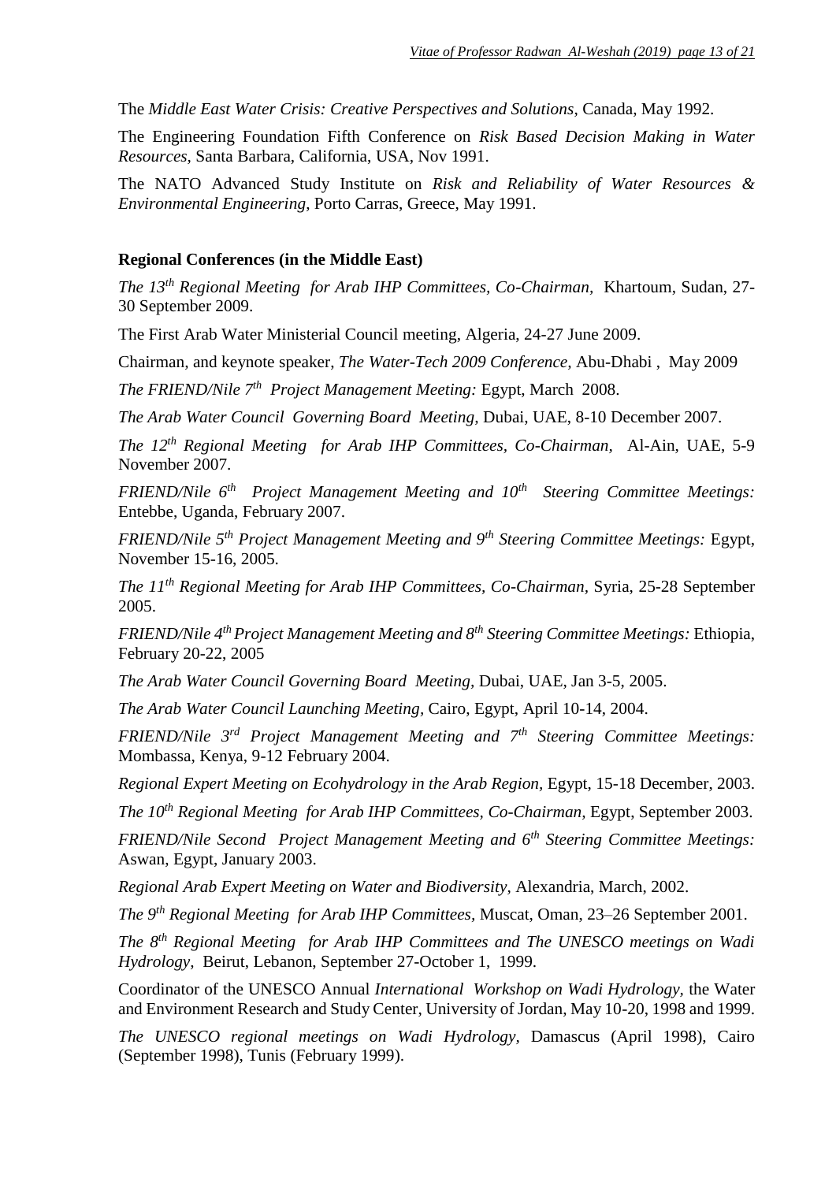The *Middle East Water Crisis: Creative Perspectives and Solutions*, Canada, May 1992.

The Engineering Foundation Fifth Conference on *Risk Based Decision Making in Water Resources,* Santa Barbara, California, USA, Nov 1991.

The NATO Advanced Study Institute on *Risk and Reliability of Water Resources & Environmental Engineering,* Porto Carras, Greece, May 1991.

**Regional Conferences (in the Middle East)**

*The 13th Regional Meeting for Arab IHP Committees, Co-Chairman,* Khartoum, Sudan, 27-30 September 2009.

The First Arab Water Ministerial Council meeting, Algeria, 24-27 June 2009.

Chairman, and keynote speaker, *The Water-Tech 2009 Conference,* Abu-Dhabi , May 2009

*The FRIEND/Nile 7th Project Management Meeting:* Egypt, March 2008.

*The Arab Water Council Governing Board Meeting,* Dubai, UAE, 8-10 December 2007.

*The 12th Regional Meeting for Arab IHP Committees, Co-Chairman,* Al-Ain, UAE, 5-9 November 2007.

*FRIEND/Nile 6th Project Management Meeting and 10th Steering Committee Meetings:* Entebbe, Uganda, February 2007.

*FRIEND/Nile 5th Project Management Meeting and 9th Steering Committee Meetings:* Egypt, November 15-16, 2005.

*The 11th Regional Meeting for Arab IHP Committees, Co-Chairman,* Syria, 25-28 September 2005.

*FRIEND/Nile 4th Project Management Meeting and 8th Steering Committee Meetings:* Ethiopia, February 20-22, 2005

*The Arab Water Council Governing Board Meeting,* Dubai, UAE, Jan 3-5, 2005.

*The Arab Water Council Launching Meeting,* Cairo, Egypt, April 10-14, 2004.

*FRIEND/Nile 3rd Project Management Meeting and 7th Steering Committee Meetings:* Mombassa, Kenya, 9-12 February 2004.

*Regional Expert Meeting on Ecohydrology in the Arab Region,* Egypt, 15-18 December, 2003.

*The 10th Regional Meeting for Arab IHP Committees, Co-Chairman,* Egypt, September 2003.

*FRIEND/Nile Second Project Management Meeting and 6th Steering Committee Meetings:* Aswan, Egypt, January 2003.

*Regional Arab Expert Meeting on Water and Biodiversity,* Alexandria, March, 2002.

*The 9th Regional Meeting for Arab IHP Committees,* Muscat, Oman, 23–26 September 2001.

*The 8th Regional Meeting for Arab IHP Committees and The UNESCO meetings on Wadi Hydrology,* Beirut, Lebanon, September 27-October 1, 1999.

Coordinator of the UNESCO Annual *International Workshop on Wadi Hydrology,* the Water and Environment Research and Study Center, University of Jordan, May 10-20, 1998 and 1999.

*The UNESCO regional meetings on Wadi Hydrology,* Damascus (April 1998), Cairo (September 1998), Tunis (February 1999).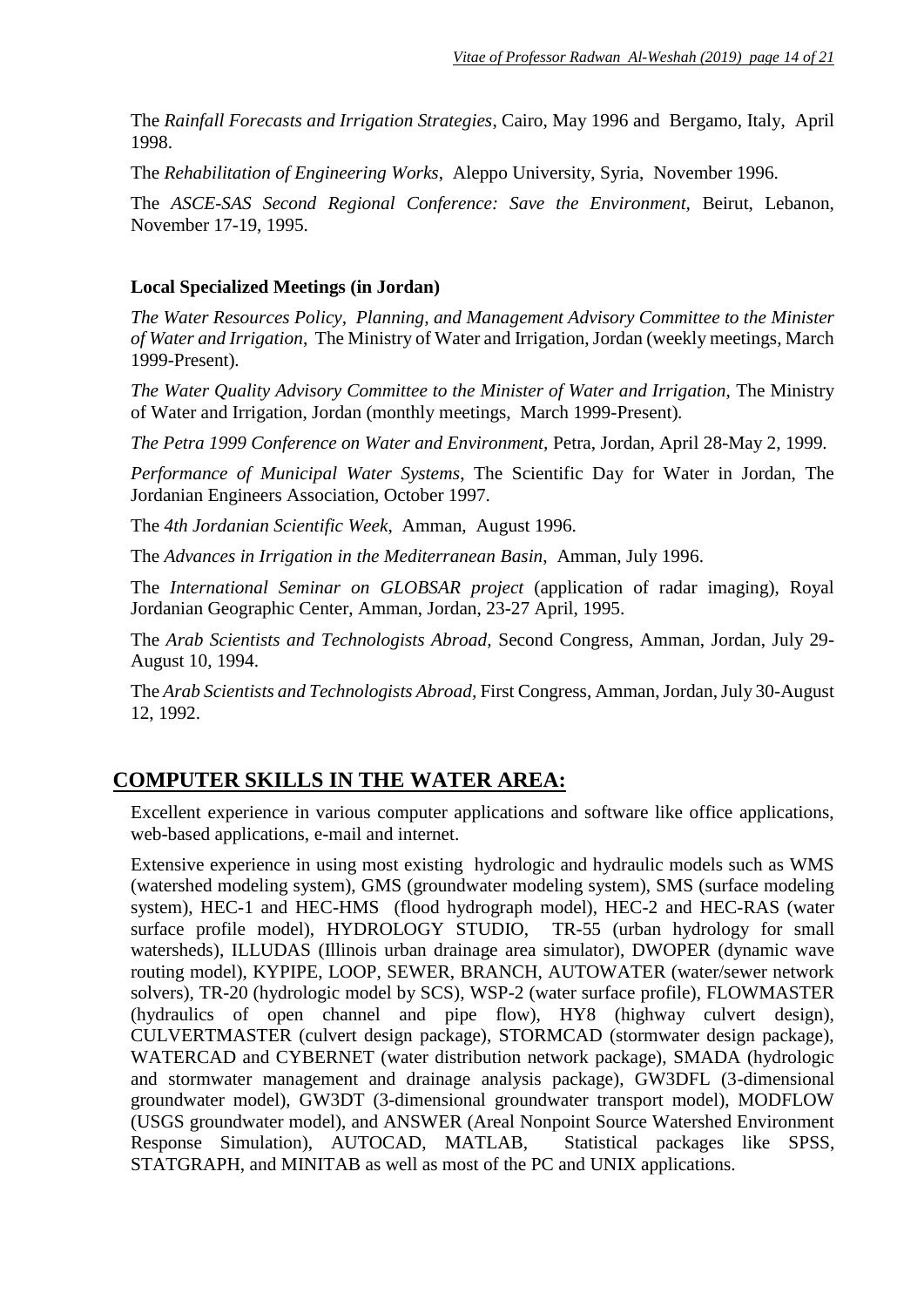The *Rainfall Forecasts and Irrigation Strategies*, Cairo, May 1996 and Bergamo, Italy, April 1998.

The *Rehabilitation of Engineering Works*, Aleppo University, Syria, November 1996.

The *ASCE-SAS Second Regional Conference: Save the Environment*, Beirut, Lebanon, November 17-19, 1995.

**Local Specialized Meetings (in Jordan)**

*The Water Resources Policy, Planning, and Management Advisory Committee to the Minister of Water and Irrigation*, The Ministry of Water and Irrigation, Jordan (weekly meetings, March 1999-Present).

*The Water Quality Advisory Committee to the Minister of Water and Irrigation,* The Ministry of Water and Irrigation, Jordan (monthly meetings, March 1999-Present).

*The Petra 1999 Conference on Water and Environment,* Petra, Jordan, April 28-May 2, 1999.

*Performance of Municipal Water Systems*, The Scientific Day for Water in Jordan, The Jordanian Engineers Association, October 1997.

The *4th Jordanian Scientific Week*, Amman, August 1996.

The *Advances in Irrigation in the Mediterranean Basin*, Amman, July 1996.

The *International Seminar on GLOBSAR project* (application of radar imaging), Royal Jordanian Geographic Center, Amman, Jordan, 23-27 April, 1995.

The *Arab Scientists and Technologists Abroad,* Second Congress, Amman, Jordan, July 29-August 10, 1994.

The *Arab Scientists and Technologists Abroad,* First Congress, Amman, Jordan, July 30-August 12, 1992.

## COMPUTER SKILLS IN THE WATER AREA:

Excellent experience in various computer applications and software like office applications, web-based applications, e-mail and internet.

Extensive experience in using most existing hydrologic and hydraulic models such as WMS (watershed modeling system), GMS (groundwater modeling system), SMS (surface modeling system), HEC-1 and HEC-HMS (flood hydrograph model), HEC-2 and HEC-RAS (water surface profile model), HYDROLOGY STUDIO, TR-55 (urban hydrology for small watersheds), ILLUDAS (Illinois urban drainage area simulator), DWOPER (dynamic wave routing model), KYPIPE, LOOP, SEWER, BRANCH, AUTOWATER (water/sewer network solvers), TR-20 (hydrologic model by SCS), WSP-2 (water surface profile), FLOWMASTER (hydraulics of open channel and pipe flow), HY8 (highway culvert design), CULVERTMASTER (culvert design package), STORMCAD (stormwater design package), WATERCAD and CYBERNET (water distribution network package), SMADA (hydrologic and stormwater management and drainage analysis package), GW3DFL (3-dimensional groundwater model), GW3DT (3-dimensional groundwater transport model), MODFLOW (USGS groundwater model), and ANSWER (Areal Nonpoint Source Watershed Environment Response Simulation), AUTOCAD, MATLAB, Statistical packages like SPSS, STATGRAPH, and MINITAB as well as most of the PC and UNIX applications.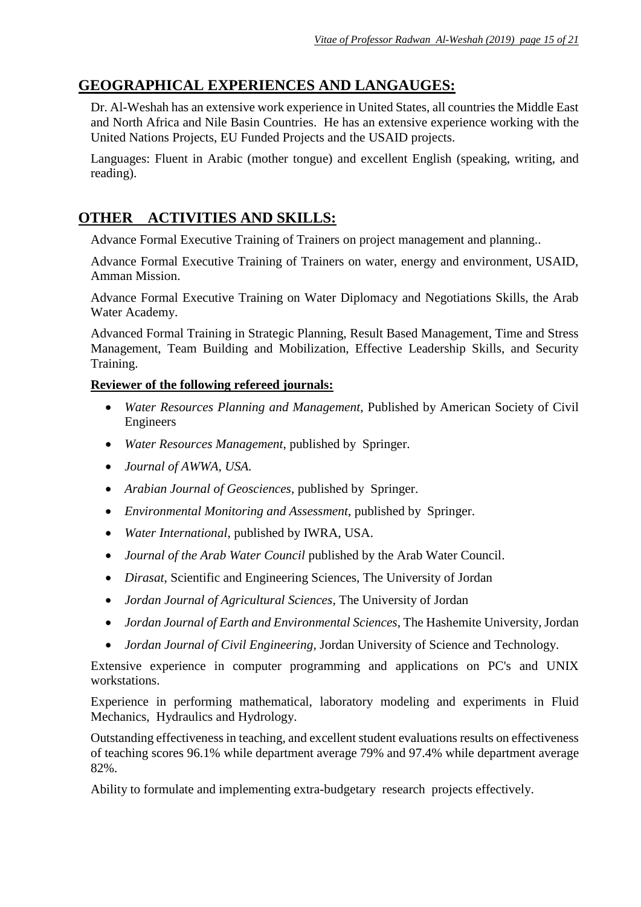## GEOGRAPHICAL EXPERIENCES AND LANGAUGES:

Dr. Al-Weshah has an extensive work experience in United States, all countries the Middle East and North Africa and Nile Basin Countries. He has an extensive experience working with the United Nations Projects, EU Funded Projects and the USAID projects.

Languages: Fluent in Arabic (mother tongue) and excellent English (speaking, writing, and reading).

## OTHER ACTIVITIES AND SKILLS:

Advance Formal Executive Training of Trainers on project management and planning..

Advance Formal Executive Training of Trainers on water, energy and environment, USAID, Amman Mission.

Advance Formal Executive Training on Water Diplomacy and Negotiations Skills, the Arab Water Academy.

Advanced Formal Training in Strategic Planning, Result Based Management, Time and Stress Management, Team Building and Mobilization, Effective Leadership Skills, and Security Training.

**Reviewer of the following refereed journals:**

- *Water Resources Planning and Management*, Published by American Society of Civil Engineers
- *Water Resources Management*, published by Springer.
- *Journal of AWWA, USA.*
- *Arabian Journal of Geosciences*, published by Springer.
- *Environmental Monitoring and Assessment*, published by Springer.
- *Water International*, published by IWRA, USA.
- *Journal of the Arab Water Council* published by the Arab Water Council.
- *Dirasat*, Scientific and Engineering Sciences, The University of Jordan
- *Jordan Journal of Agricultural Sciences*, The University of Jordan
- *Jordan Journal of Earth and Environmental Sciences*, The Hashemite University, Jordan
- *Jordan Journal of Civil Engineering*, Jordan University of Science and Technology.

Extensive experience in computer programming and applications on PC's and UNIX workstations.

Experience in performing mathematical, laboratory modeling and experiments in Fluid Mechanics, Hydraulics and Hydrology.

Outstanding effectiveness in teaching, and excellent student evaluations results on effectiveness of teaching scores 96.1% while department average 79% and 97.4% while department average 82%.

Ability to formulate and implementing extra-budgetary research projects effectively.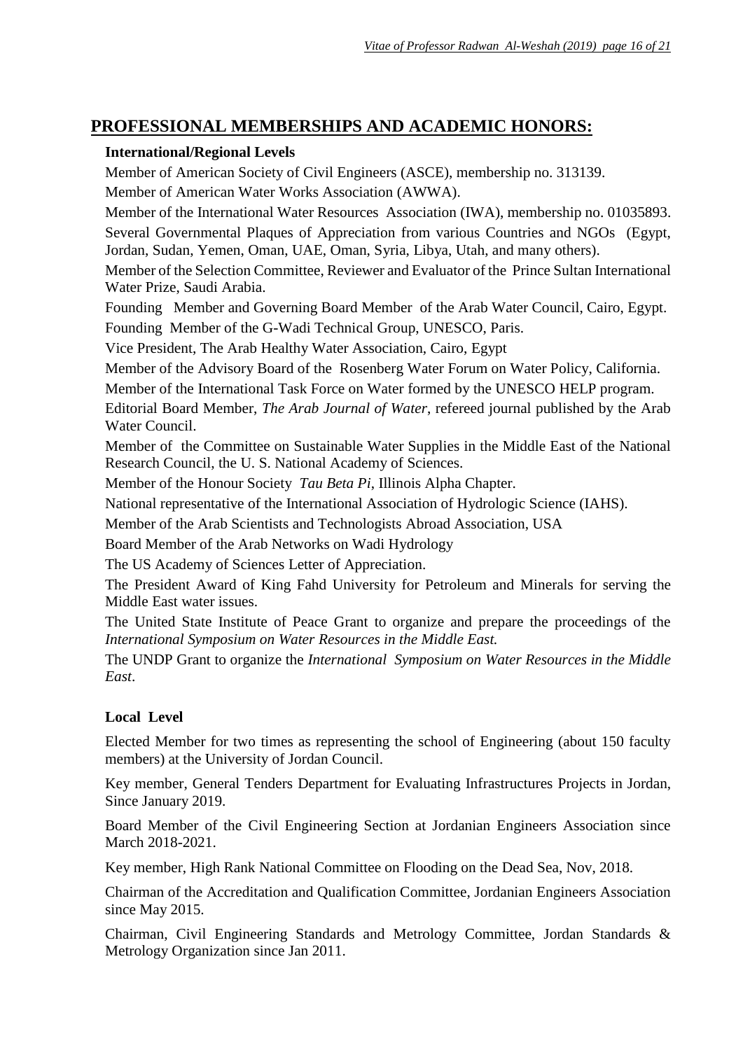## PROFESSIONAL MEMBERSHIPS AND ACADEMIC HONORS:

### International/Regional Levels

Member of American Society of Civil Engineers (ASCE), membership no. 313139.

Member of American Water Works Association (AWWA).

Member of the International Water Resources Association (IWA), membership no. 01035893.

Several Governmental Plaques of Appreciation from various Countries and NGOs (Egypt, Jordan, Sudan, Yemen, Oman, UAE, Oman, Syria, Libya, Utah, and many others).

Member of the Selection Committee, Reviewer and Evaluator of the Prince Sultan International Water Prize, Saudi Arabia.

Founding Member and Governing Board Member of the Arab Water Council, Cairo, Egypt.

Founding Member of the G-Wadi Technical Group, UNESCO, Paris.

Vice President, The Arab Healthy Water Association, Cairo, Egypt

Member of the Advisory Board of the Rosenberg Water Forum on Water Policy, California.

Member of the International Task Force on Water formed by the UNESCO HELP program.

Editorial Board Member, *The Arab Journal of Water*, refereed journal published by the Arab Water Council.

Member of the Committee on Sustainable Water Supplies in the Middle East of the National Research Council, the U. S. National Academy of Sciences.

Member of the Honour Society *Tau Beta Pi*, Illinois Alpha Chapter.

National representative of the International Association of Hydrologic Science (IAHS).

Member of the Arab Scientists and Technologists Abroad Association, USA

Board Member of the Arab Networks on Wadi Hydrology

The US Academy of Sciences Letter of Appreciation.

The President Award of King Fahd University for Petroleum and Minerals for serving the Middle East water issues.

The United State Institute of Peace Grant to organize and prepare the proceedings of the *International Symposium on Water Resources in the Middle East.*

The UNDP Grant to organize the *International Symposium on Water Resources in the Middle East*.

### Local Level

Elected Member for two times as representing the school of Engineering (about 150 faculty members) at the University of Jordan Council.

Key member, General Tenders Department for Evaluating Infrastructures Projects in Jordan, Since January 2019.

Board Member of the Civil Engineering Section at Jordanian Engineers Association since March 2018-2021.

Key member, High Rank National Committee on Flooding on the Dead Sea, Nov, 2018.

Chairman of the Accreditation and Qualification Committee, Jordanian Engineers Association since May 2015.

Chairman, Civil Engineering Standards and Metrology Committee, Jordan Standards & Metrology Organization since Jan 2011.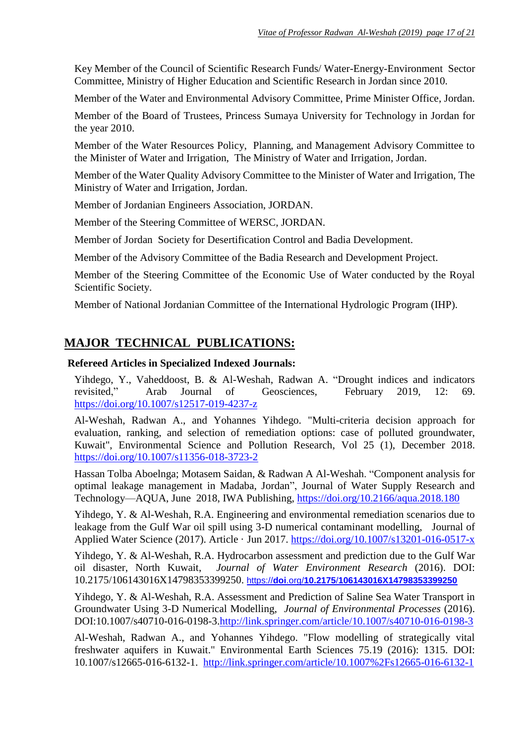Key Member of the Council of Scientific Research Funds/ Water-Energy-Environment Sector Committee, Ministry of Higher Education and Scientific Research in Jordan since 2010.

Member of the Water and Environmental Advisory Committee, Prime Minister Office, Jordan.

Member of the Board of Trustees, Princess Sumaya University for Technology in Jordan for the year 2010.

Member of the Water Resources Policy, Planning, and Management Advisory Committee to the Minister of Water and Irrigation, The Ministry of Water and Irrigation, Jordan.

Member of the Water Quality Advisory Committee to the Minister of Water and Irrigation, The Ministry of Water and Irrigation, Jordan.

Member of Jordanian Engineers Association, JORDAN.

Member of the Steering Committee of WERSC, JORDAN.

Member of Jordan Society for Desertification Control and Badia Development.

Member of the Advisory Committee of the Badia Research and Development Project.

Member of the Steering Committee of the Economic Use of Water conducted by the Royal Scientific Society.

Member of National Jordanian Committee of the International Hydrologic Program (IHP).

## MAJOR TECHNICAL PUBLICATIONS:

**Refereed Articles in Specialized Indexed Journals:**

Yihdego, Y., Vaheddoost, B. & Al-Weshah, Radwan A. "Drought indices and indicators revisited," Arab Journal of Geosciences, February 2019, 12: 69. https://doi.org/10.1007/s12517-019-4237-z

Al-Weshah, Radwan A., and Yohannes Yihdego. "Multi-criteria decision approach for evaluation, ranking, and selection of remediation options: case of polluted groundwater, Kuwait", Environmental Science and Pollution Research, Vol 25 (1), December 2018. https://doi.org/10.1007/s11356-018-3723-2

Hassan Tolba Aboelnga; Motasem Saidan, & Radwan A Al-Weshah. "Component analysis for optimal leakage management in Madaba, Jordan", Journal of Water Supply Research and Technology—AQUA, June 2018, IWA Publishing, https://doi.org/10.2166/aqua.2018.180

Yihdego, Y. & Al-Weshah, R.A. Engineering and environmental remediation scenarios due to leakage from the Gulf War oil spill using 3-D numerical contaminant modelling, Journal of Applied Water Science (2017). Article · Jun 2017. https://doi.org/10.1007/s13201-016-0517-x

Yihdego, Y. & Al-Weshah, R.A. Hydrocarbon assessment and prediction due to the Gulf War oil disaster, North Kuwait, *Journal of Water Environment Research* (2016). DOI: 10.2175/106143016X14798353399250. https://doi.org/10.2175/106143016X14798353399250

Yihdego, Y. & Al-Weshah, R.A. Assessment and Prediction of Saline Sea Water Transport in Groundwater Using 3-D Numerical Modelling, *Journal of Environmental Processes* (2016). DOI:10.1007/s40710-016-0198-3.http://link.springer.com/article/10.1007/s40710-016-0198-3

Al-Weshah, Radwan A., and Yohannes Yihdego. "Flow modelling of strategically vital freshwater aquifers in Kuwait." Environmental Earth Sciences 75.19 (2016): 1315. DOI: 10.1007/s12665-016-6132-1. http://link.springer.com/article/10.1007%2Fs12665-016-6132-1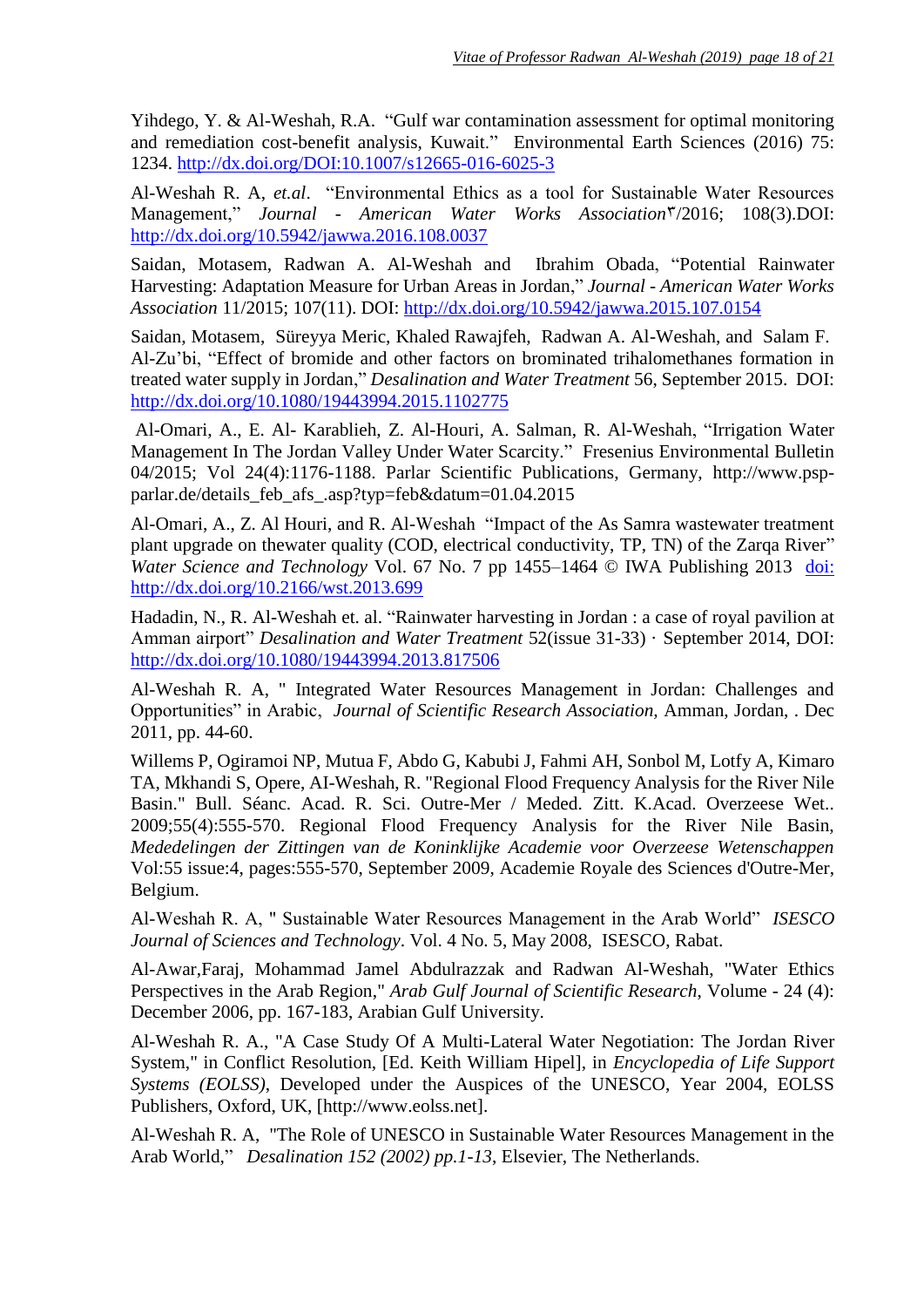Yihdego, Y. & Al-Weshah, R.A. "Gulf war contamination assessment for optimal monitoring and remediation cost-benefit analysis, Kuwait." Environmental Earth Sciences (2016) 75: 1234. [http://dx.doi.org/DOI:10.1007/s12665-016-6025-3](http://dx.doi.org/DOI:10.1007/s12665-016-6025-3)

Al-Weshah R. A, *et.al*. "Environmental Ethics as a tool for Sustainable Water Resources Management," *Journal - American Water Works Association*٣/2016; 108(3).DOI: [http://dx.doi.org/10.5942/jawwa.2016.108.0037](http://dx.doi.org/10.5942/jawwa.2016.108.0037)

Saidan, Motasem, Radwan A. Al-Weshah and Ibrahim Obada, "Potential Rainwater Harvesting: Adaptation Measure for Urban Areas in Jordan," *Journal - American Water Works Association* 11/2015; 107(11). DOI: [http://dx.doi.org/10.5942/jawwa.2015.107.0154](http://dx.doi.org/10.5942/jawwa.2015.107.0154)

Saidan, Motasem, Süreyya Meric, Khaled Rawajfeh, Radwan A. Al-Weshah, and Salam F. Al-Zu'bi, "Effect of bromide and other factors on brominated trihalomethanes formation in treated water supply in Jordan," *Desalination and Water Treatment* 56, September 2015. DOI: [http://dx.doi.org/10.1080/19443994.2015.1102775](http://dx.doi.org/10.1080/19443994.2015.1102775)

Al-Omari, A., E. Al- Karablieh, Z. Al-Houri, A. Salman, R. Al-Weshah, "Irrigation Water Management In The Jordan Valley Under Water Scarcity." Fresenius Environmental Bulletin 04/2015; Vol 24(4):1176-1188. Parlar Scientific Publications, Germany, http://www.psp-parlar.de/details_feb_afs_.asp?typ=feb&datum=01.04.2015

Al-Omari, A., Z. Al Houri, and R. Al-Weshah "Impact of the As Samra wastewater treatment plant upgrade on thewater quality (COD, electrical conductivity, TP, TN) of the Zarqa River" *Water Science and Technology* Vol. 67 No. 7 pp 1455–1464 © IWA Publishing 2013 [doi: http://dx.doi.org/10.2166/wst.2013.699](http://dx.doi.org/10.2166/wst.2013.699)

Hadadin, N., R. Al-Weshah et. al. "Rainwater harvesting in Jordan : a case of royal pavilion at Amman airport" *Desalination and Water Treatment* 52(issue 31-33) · September 2014, DOI: [http://dx.doi.org/10.1080/19443994.2013.817506](http://dx.doi.org/10.1080/19443994.2013.817506)

Al-Weshah R. A, " Integrated Water Resources Management in Jordan: Challenges and Opportunities" in Arabic, *Journal of Scientific Research Association*, Amman, Jordan, . Dec 2011, pp. 44-60.

Willems P, Ogiramoi NP, Mutua F, Abdo G, Kabubi J, Fahmi AH, Sonbol M, Lotfy A, Kimaro TA, Mkhandi S, Opere, AI-Weshah, R. "Regional Flood Frequency Analysis for the River Nile Basin." Bull. Séanc. Acad. R. Sci. Outre-Mer / Meded. Zitt. K.Acad. Overzeese Wet.. 2009;55(4):555-570. Regional Flood Frequency Analysis for the River Nile Basin, *Mededelingen der Zittingen van de Koninklijke Academie voor Overzeese Wetenschappen* Vol:55 issue:4, pages:555-570, September 2009, Academie Royale des Sciences d'Outre-Mer, Belgium.

Al-Weshah R. A, " Sustainable Water Resources Management in the Arab World" *ISESCO Journal of Sciences and Technology*. Vol. 4 No. 5, May 2008, ISESCO, Rabat.

Al-Awar,Faraj, Mohammad Jamel Abdulrazzak and Radwan Al-Weshah, "Water Ethics Perspectives in the Arab Region," *Arab Gulf Journal of Scientific Research*, Volume - 24 (4): December 2006, pp. 167-183, Arabian Gulf University.

Al-Weshah R. A., "A Case Study Of A Multi-Lateral Water Negotiation: The Jordan River System," in Conflict Resolution, [Ed. Keith William Hipel], in *Encyclopedia of Life Support Systems (EOLSS)*, Developed under the Auspices of the UNESCO, Year 2004, EOLSS Publishers, Oxford, UK, [http://www.eolss.net].

Al-Weshah R. A, "The Role of UNESCO in Sustainable Water Resources Management in the Arab World," *Desalination 152 (2002) pp.1-13*, Elsevier, The Netherlands.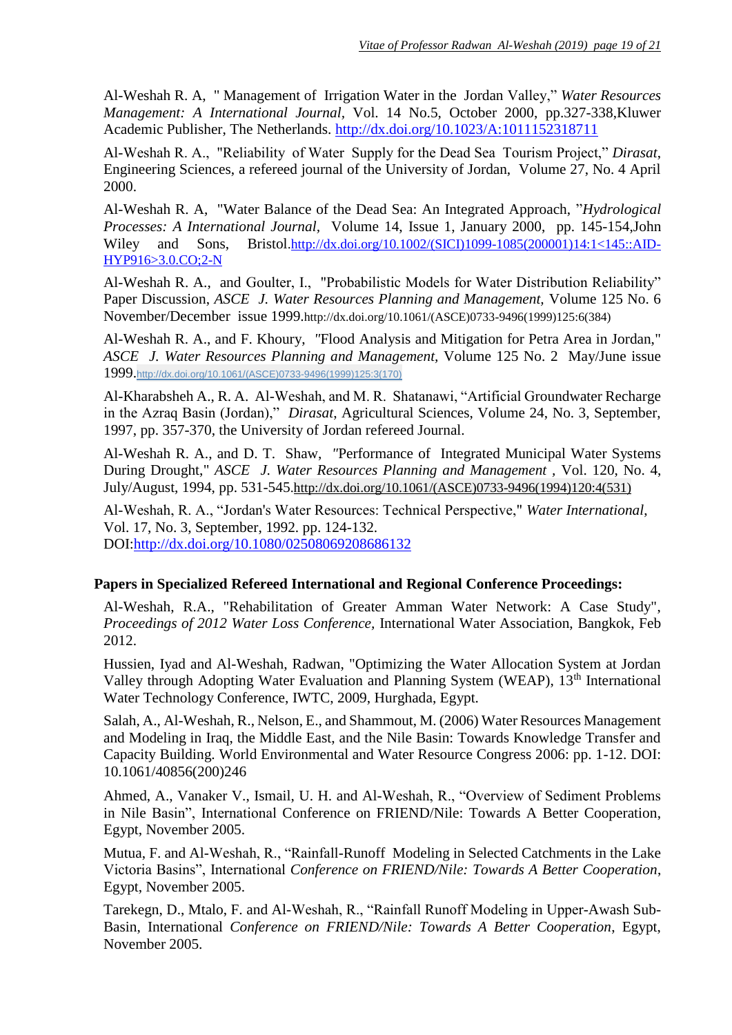Al-Weshah R. A, " Management of Irrigation Water in the Jordan Valley," *Water Resources Management: A International Journal*, Vol. 14 No.5, October 2000, pp.327-338,Kluwer Academic Publisher, The Netherlands. http://dx.doi.org/10.1023/A:1011152318711

Al-Weshah R. A., "Reliability of Water Supply for the Dead Sea Tourism Project," *Dirasat*, Engineering Sciences, a refereed journal of the University of Jordan, Volume 27, No. 4 April 2000.

Al-Weshah R. A, "Water Balance of the Dead Sea: An Integrated Approach, "*Hydrological Processes: A International Journal*, Volume 14, Issue 1, January 2000, pp. 145-154,John Wiley and Sons, Bristol.http://dx.doi.org/10.1002/(SICI)1099-1085(200001)14:1<145::AID-HYP916>3.0.CO;2-N

Al-Weshah R. A., and Goulter, I., "Probabilistic Models for Water Distribution Reliability" Paper Discussion, *ASCE J. Water Resources Planning and Management*, Volume 125 No. 6 November/December issue 1999.http://dx.doi.org/10.1061/(ASCE)0733-9496(1999)125:6(384)

Al-Weshah R. A., and F. Khoury, "Flood Analysis and Mitigation for Petra Area in Jordan," *ASCE J. Water Resources Planning and Management*, Volume 125 No. 2 May/June issue 1999.http://dx.doi.org/10.1061/(ASCE)0733-9496(1999)125:3(170)

Al-Kharabsheh A., R. A. Al-Weshah, and M. R. Shatanawi, "Artificial Groundwater Recharge in the Azraq Basin (Jordan)," *Dirasat*, Agricultural Sciences, Volume 24, No. 3, September, 1997, pp. 357-370, the University of Jordan refereed Journal.

Al-Weshah R. A., and D. T. Shaw, "Performance of Integrated Municipal Water Systems During Drought," *ASCE J. Water Resources Planning and Management* , Vol. 120, No. 4, July/August, 1994, pp. 531-545.http://dx.doi.org/10.1061/(ASCE)0733-9496(1994)120:4(531)

Al-Weshah, R. A., "Jordan's Water Resources: Technical Perspective," *Water International*, Vol. 17, No. 3, September, 1992. pp. 124-132. DOI:http://dx.doi.org/10.1080/02508069208686132

**Papers in Specialized Refereed International and Regional Conference Proceedings:**

Al-Weshah, R.A., "Rehabilitation of Greater Amman Water Network: A Case Study", *Proceedings of 2012 Water Loss Conference*, International Water Association, Bangkok, Feb 2012.

Hussien, Iyad and Al-Weshah, Radwan, "Optimizing the Water Allocation System at Jordan Valley through Adopting Water Evaluation and Planning System (WEAP), 13th International Water Technology Conference, IWTC, 2009, Hurghada, Egypt.

Salah, A., Al-Weshah, R., Nelson, E., and Shammout, M. (2006) Water Resources Management and Modeling in Iraq, the Middle East, and the Nile Basin: Towards Knowledge Transfer and Capacity Building. World Environmental and Water Resource Congress 2006: pp. 1-12. DOI: 10.1061/40856(200)246

Ahmed, A., Vanaker V., Ismail, U. H. and Al-Weshah, R., "Overview of Sediment Problems in Nile Basin", International Conference on FRIEND/Nile: Towards A Better Cooperation, Egypt, November 2005.

Mutua, F. and Al-Weshah, R., "Rainfall-Runoff Modeling in Selected Catchments in the Lake Victoria Basins", International *Conference on FRIEND/Nile: Towards A Better Cooperation*, Egypt, November 2005.

Tarekegn, D., Mtalo, F. and Al-Weshah, R., "Rainfall Runoff Modeling in Upper-Awash Sub-Basin, International *Conference on FRIEND/Nile: Towards A Better Cooperation*, Egypt, November 2005.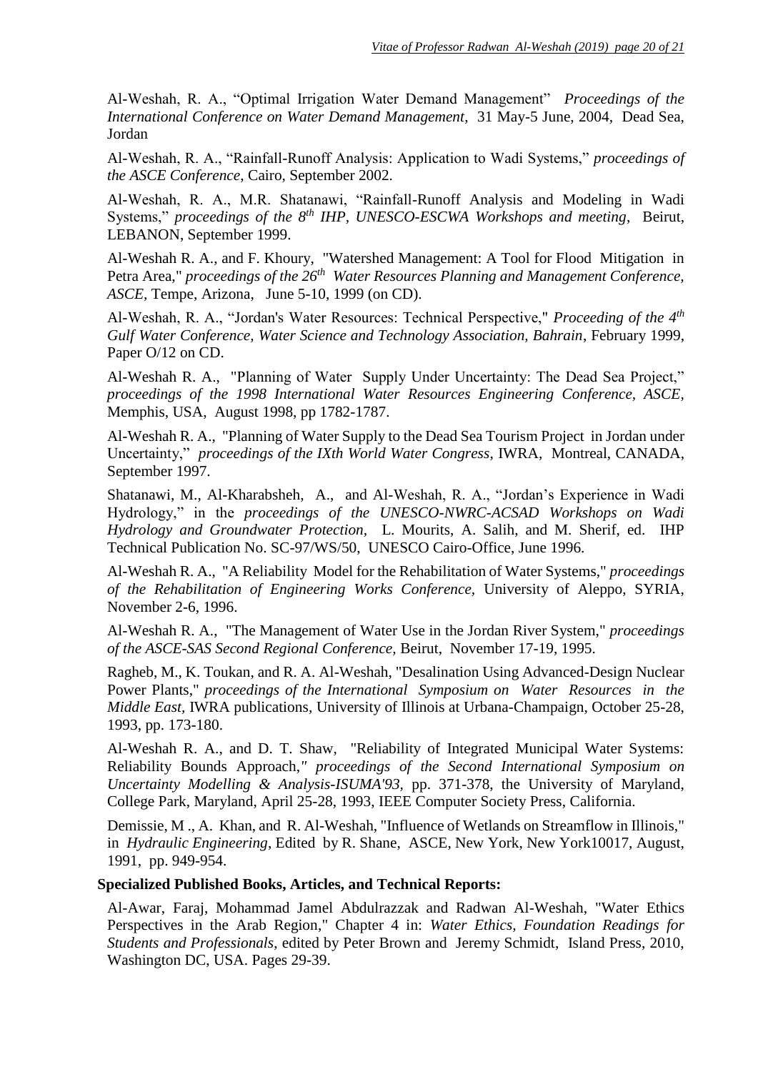Al-Weshah, R. A., "Optimal Irrigation Water Demand Management" *Proceedings of the International Conference on Water Demand Management*, 31 May-5 June, 2004, Dead Sea, Jordan

Al-Weshah, R. A., "Rainfall-Runoff Analysis: Application to Wadi Systems," *proceedings of the ASCE Conference*, Cairo, September 2002.

Al-Weshah, R. A., M.R. Shatanawi, "Rainfall-Runoff Analysis and Modeling in Wadi Systems," *proceedings of the 8th IHP, UNESCO-ESCWA Workshops and meeting*, Beirut, LEBANON, September 1999.

Al-Weshah R. A., and F. Khoury, "Watershed Management: A Tool for Flood Mitigation in Petra Area," *proceedings of the 26th Water Resources Planning and Management Conference, ASCE*, Tempe, Arizona, June 5-10, 1999 (on CD).

Al-Weshah, R. A., "Jordan's Water Resources: Technical Perspective," *Proceeding of the 4th Gulf Water Conference, Water Science and Technology Association, Bahrain*, February 1999, Paper O/12 on CD.

Al-Weshah R. A., "Planning of Water Supply Under Uncertainty: The Dead Sea Project," *proceedings of the 1998 International Water Resources Engineering Conference, ASCE*, Memphis, USA, August 1998, pp 1782-1787.

Al-Weshah R. A., "Planning of Water Supply to the Dead Sea Tourism Project in Jordan under Uncertainty," *proceedings of the IXth World Water Congress*, IWRA, Montreal, CANADA, September 1997.

Shatanawi, M., Al-Kharabsheh, A., and Al-Weshah, R. A., "Jordan's Experience in Wadi Hydrology," in the *proceedings of the UNESCO-NWRC-ACSAD Workshops on Wadi Hydrology and Groundwater Protection*, L. Mourits, A. Salih, and M. Sherif, ed. IHP Technical Publication No. SC-97/WS/50, UNESCO Cairo-Office, June 1996.

Al-Weshah R. A., "A Reliability Model for the Rehabilitation of Water Systems," *proceedings of the Rehabilitation of Engineering Works Conference*, University of Aleppo, SYRIA, November 2-6, 1996.

Al-Weshah R. A., "The Management of Water Use in the Jordan River System," *proceedings of the ASCE-SAS Second Regional Conference*, Beirut, November 17-19, 1995.

Ragheb, M., K. Toukan, and R. A. Al-Weshah, "Desalination Using Advanced-Design Nuclear Power Plants," *proceedings of the International Symposium on Water Resources in the Middle East*, IWRA publications, University of Illinois at Urbana-Champaign, October 25-28, 1993, pp. 173-180.

Al-Weshah R. A., and D. T. Shaw, "Reliability of Integrated Municipal Water Systems: Reliability Bounds Approach," *proceedings of the Second International Symposium on Uncertainty Modelling & Analysis-ISUMA'93*, pp. 371-378, the University of Maryland, College Park, Maryland, April 25-28, 1993, IEEE Computer Society Press, California.

Demissie, M ., A. Khan, and R. Al-Weshah, "Influence of Wetlands on Streamflow in Illinois," in *Hydraulic Engineering*, Edited by R. Shane, ASCE, New York, New York10017, August, 1991, pp. 949-954.

**Specialized Published Books, Articles, and Technical Reports:**

Al-Awar, Faraj, Mohammad Jamel Abdulrazzak and Radwan Al-Weshah, "Water Ethics Perspectives in the Arab Region," Chapter 4 in: *Water Ethics, Foundation Readings for Students and Professionals*, edited by Peter Brown and Jeremy Schmidt, Island Press, 2010, Washington DC, USA. Pages 29-39.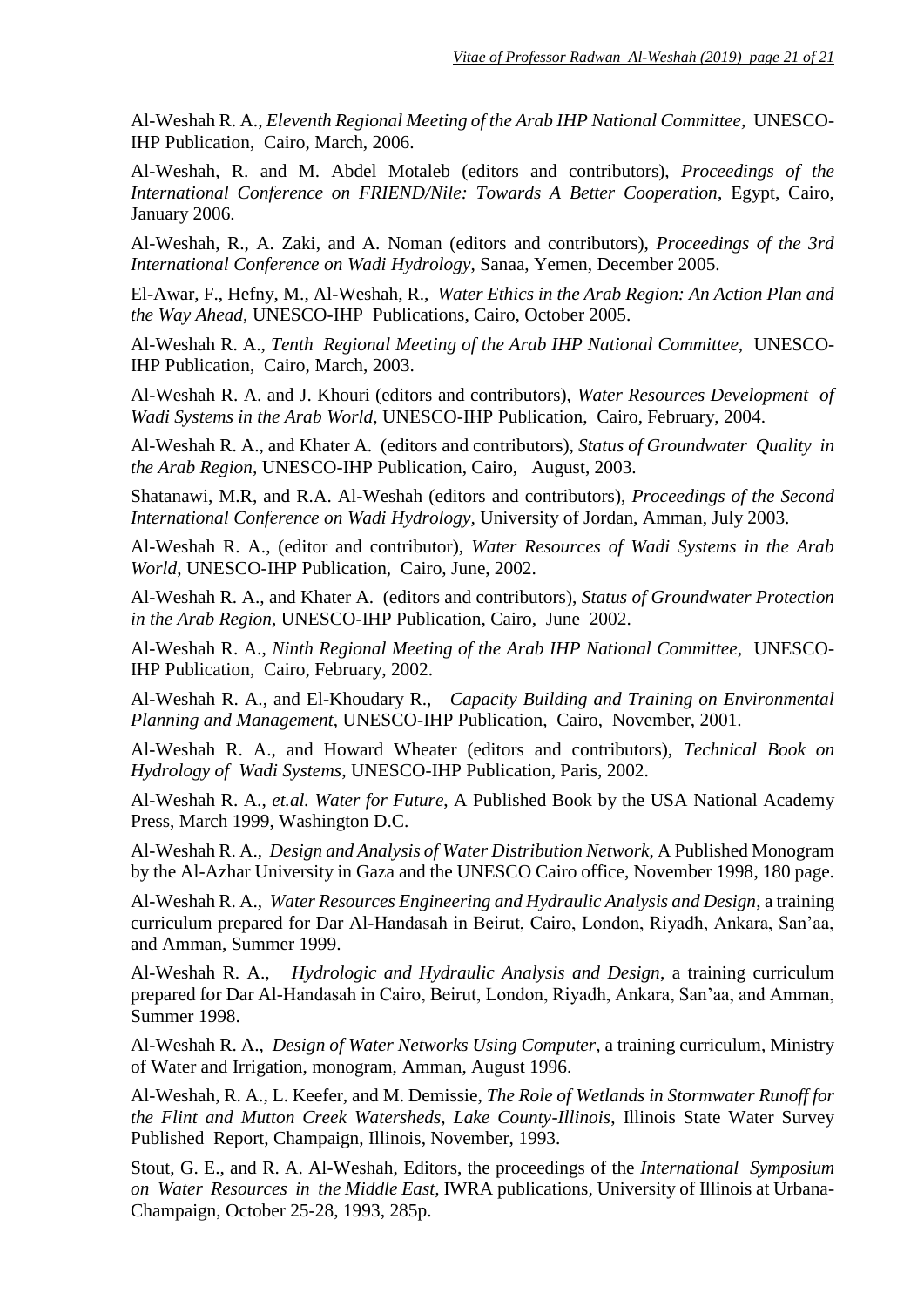Al-Weshah R. A., *Eleventh Regional Meeting of the Arab IHP National Committee*, UNESCO-IHP Publication, Cairo, March, 2006.

Al-Weshah, R. and M. Abdel Motaleb (editors and contributors), *Proceedings of the International Conference on FRIEND/Nile: Towards A Better Cooperation*, Egypt, Cairo, January 2006.

Al-Weshah, R., A. Zaki, and A. Noman (editors and contributors), *Proceedings of the 3rd International Conference on Wadi Hydrology*, Sanaa, Yemen, December 2005.

El-Awar, F., Hefny, M., Al-Weshah, R., *Water Ethics in the Arab Region: An Action Plan and the Way Ahead*, UNESCO-IHP Publications, Cairo, October 2005.

Al-Weshah R. A., *Tenth Regional Meeting of the Arab IHP National Committee*, UNESCO-IHP Publication, Cairo, March, 2003.

Al-Weshah R. A. and J. Khouri (editors and contributors), *Water Resources Development of Wadi Systems in the Arab World*, UNESCO-IHP Publication, Cairo, February, 2004.

Al-Weshah R. A., and Khater A. (editors and contributors), *Status of Groundwater Quality in the Arab Region*, UNESCO-IHP Publication, Cairo, August, 2003.

Shatanawi, M.R, and R.A. Al-Weshah (editors and contributors), *Proceedings of the Second International Conference on Wadi Hydrology*, University of Jordan, Amman, July 2003.

Al-Weshah R. A., (editor and contributor), *Water Resources of Wadi Systems in the Arab World*, UNESCO-IHP Publication, Cairo, June, 2002.

Al-Weshah R. A., and Khater A. (editors and contributors), *Status of Groundwater Protection in the Arab Region*, UNESCO-IHP Publication, Cairo, June 2002.

Al-Weshah R. A., *Ninth Regional Meeting of the Arab IHP National Committee*, UNESCO-IHP Publication, Cairo, February, 2002.

Al-Weshah R. A., and El-Khoudary R., *Capacity Building and Training on Environmental Planning and Management*, UNESCO-IHP Publication, Cairo, November, 2001.

Al-Weshah R. A., and Howard Wheater (editors and contributors), *Technical Book on Hydrology of Wadi Systems*, UNESCO-IHP Publication, Paris, 2002.

Al-Weshah R. A., *et.al. Water for Future*, A Published Book by the USA National Academy Press, March 1999, Washington D.C.

Al-Weshah R. A., *Design and Analysis of Water Distribution Network*, A Published Monogram by the Al-Azhar University in Gaza and the UNESCO Cairo office, November 1998, 180 page.

Al-Weshah R. A., *Water Resources Engineering and Hydraulic Analysis and Design*, a training curriculum prepared for Dar Al-Handasah in Beirut, Cairo, London, Riyadh, Ankara, San'aa, and Amman, Summer 1999.

Al-Weshah R. A., *Hydrologic and Hydraulic Analysis and Design*, a training curriculum prepared for Dar Al-Handasah in Cairo, Beirut, London, Riyadh, Ankara, San'aa, and Amman, Summer 1998.

Al-Weshah R. A., *Design of Water Networks Using Computer*, a training curriculum, Ministry of Water and Irrigation, monogram, Amman, August 1996.

Al-Weshah, R. A., L. Keefer, and M. Demissie, *The Role of Wetlands in Stormwater Runoff for the Flint and Mutton Creek Watersheds, Lake County-Illinois*, Illinois State Water Survey Published Report, Champaign, Illinois, November, 1993.

Stout, G. E., and R. A. Al-Weshah, Editors, the proceedings of the *International Symposium on Water Resources in the Middle East*, IWRA publications, University of Illinois at Urbana-Champaign, October 25-28, 1993, 285p.